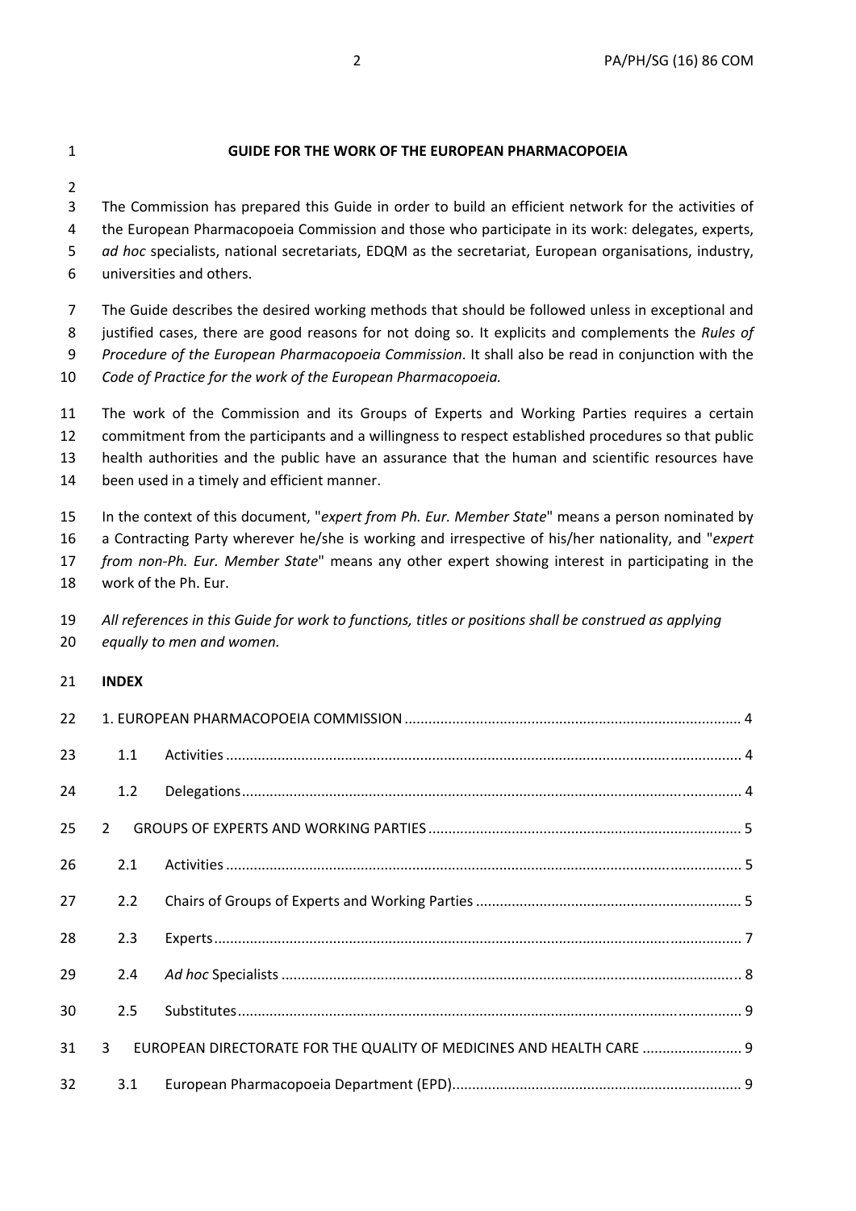# GUIDE FOR THE WORK OF THE EUROPEAN PHARMACOPOEIA

The Commission has prepared this Guide in order to build an efficient network for the activities of the European Pharmacopoeia Commission and those who participate in its work: delegates, experts, *ad hoc* specialists, national secretariats, EDQM as the secretariat, European organisations, industry, universities and others.

The Guide describes the desired working methods that should be followed unless in exceptional and justified cases, there are good reasons for not doing so. It explicits and complements the *Rules of Procedure of the European Pharmacopoeia Commission*. It shall also be read in conjunction with the *Code of Practice for the work of the European Pharmacopoeia.*

The work of the Commission and its Groups of Experts and Working Parties requires a certain commitment from the participants and a willingness to respect established procedures so that public health authorities and the public have an assurance that the human and scientific resources have been used in a timely and efficient manner.

In the context of this document, "*expert from Ph. Eur. Member State*" means a person nominated by a Contracting Party wherever he/she is working and irrespective of his/her nationality, and "*expert from non-Ph. Eur. Member State*" means any other expert showing interest in participating in the work of the Ph. Eur.

*All references in this Guide for work to functions, titles or positions shall be construed as applying equally to men and women.*

**INDEX**

1. EUROPEAN PHARMACOPOEIA COMMISSION .......... 4
   - 1.1 Activities .......... 4
   - 1.2 Delegations .......... 4
2. GROUPS OF EXPERTS AND WORKING PARTIES .......... 5
   - 2.1 Activities .......... 5
   - 2.2 Chairs of Groups of Experts and Working Parties .......... 5
   - 2.3 Experts .......... 7
   - 2.4 *Ad hoc* Specialists .......... 8
   - 2.5 Substitutes .......... 9
3. EUROPEAN DIRECTORATE FOR THE QUALITY OF MEDICINES AND HEALTH CARE .......... 9
   - 3.1 European Pharmacopoeia Department (EPD) .......... 9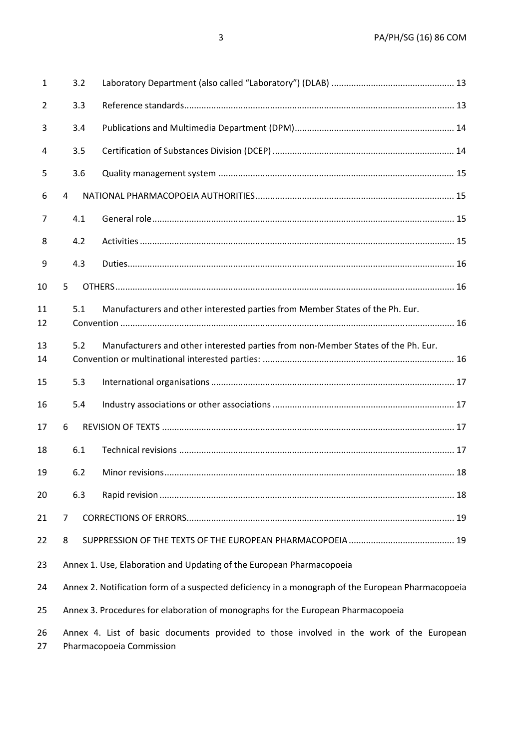3.2 Laboratory Department (also called "Laboratory") (DLAB) ..... 13

3.3 Reference standards..... 13

3.4 Publications and Multimedia Department (DPM)..... 14

3.5 Certification of Substances Division (DCEP) ..... 14

3.6 Quality management system ..... 15

4 NATIONAL PHARMACOPOEIA AUTHORITIES..... 15

4.1 General role..... 15

4.2 Activities ..... 15

4.3 Duties..... 16

5 OTHERS..... 16

5.1 Manufacturers and other interested parties from Member States of the Ph. Eur. Convention ..... 16

5.2 Manufacturers and other interested parties from non-Member States of the Ph. Eur. Convention or multinational interested parties: ..... 16

5.3 International organisations ..... 17

5.4 Industry associations or other associations ..... 17

6 REVISION OF TEXTS ..... 17

6.1 Technical revisions ..... 17

6.2 Minor revisions..... 18

6.3 Rapid revision ..... 18

7 CORRECTIONS OF ERRORS..... 19

8 SUPPRESSION OF THE TEXTS OF THE EUROPEAN PHARMACOPOEIA ..... 19

Annex 1. Use, Elaboration and Updating of the European Pharmacopoeia

Annex 2. Notification form of a suspected deficiency in a monograph of the European Pharmacopoeia

Annex 3. Procedures for elaboration of monographs for the European Pharmacopoeia

Annex 4. List of basic documents provided to those involved in the work of the European Pharmacopoeia Commission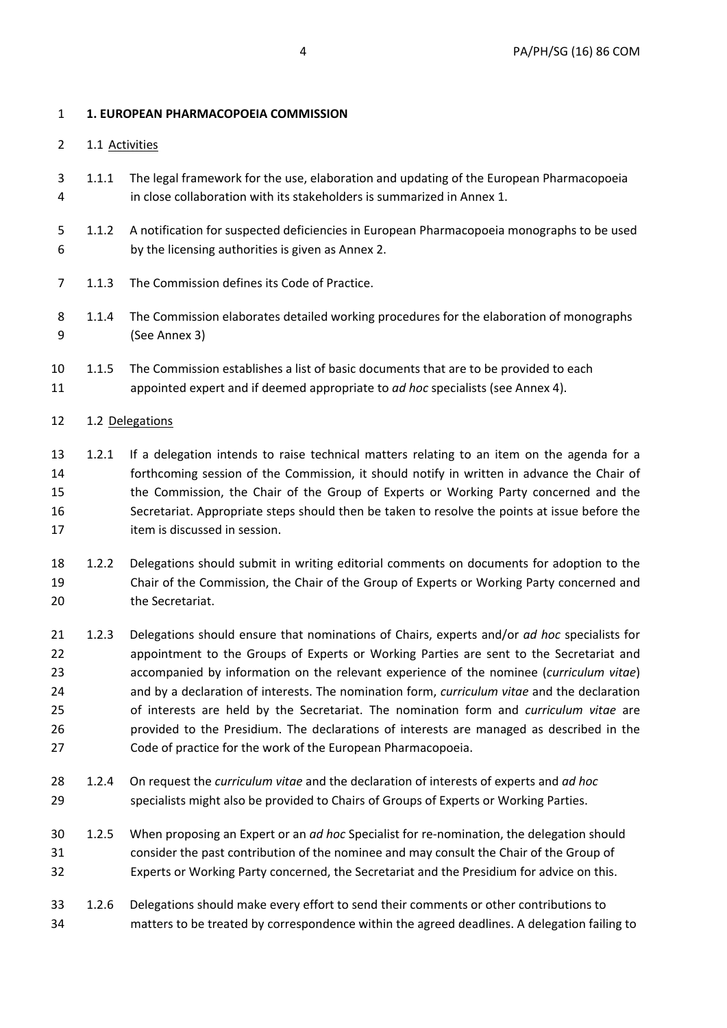# 1. EUROPEAN PHARMACOPOEIA COMMISSION

## 1.1 Activities

1.1.1 The legal framework for the use, elaboration and updating of the European Pharmacopoeia in close collaboration with its stakeholders is summarized in Annex 1.

1.1.2 A notification for suspected deficiencies in European Pharmacopoeia monographs to be used by the licensing authorities is given as Annex 2.

1.1.3 The Commission defines its Code of Practice.

1.1.4 The Commission elaborates detailed working procedures for the elaboration of monographs (See Annex 3)

1.1.5 The Commission establishes a list of basic documents that are to be provided to each appointed expert and if deemed appropriate to *ad hoc* specialists (see Annex 4).

## 1.2 Delegations

1.2.1 If a delegation intends to raise technical matters relating to an item on the agenda for a forthcoming session of the Commission, it should notify in written in advance the Chair of the Commission, the Chair of the Group of Experts or Working Party concerned and the Secretariat. Appropriate steps should then be taken to resolve the points at issue before the item is discussed in session.

1.2.2 Delegations should submit in writing editorial comments on documents for adoption to the Chair of the Commission, the Chair of the Group of Experts or Working Party concerned and the Secretariat.

1.2.3 Delegations should ensure that nominations of Chairs, experts and/or *ad hoc* specialists for appointment to the Groups of Experts or Working Parties are sent to the Secretariat and accompanied by information on the relevant experience of the nominee (*curriculum vitae*) and by a declaration of interests. The nomination form, *curriculum vitae* and the declaration of interests are held by the Secretariat. The nomination form and *curriculum vitae* are provided to the Presidium. The declarations of interests are managed as described in the Code of practice for the work of the European Pharmacopoeia.

1.2.4 On request the *curriculum vitae* and the declaration of interests of experts and *ad hoc* specialists might also be provided to Chairs of Groups of Experts or Working Parties.

1.2.5 When proposing an Expert or an *ad hoc* Specialist for re-nomination, the delegation should consider the past contribution of the nominee and may consult the Chair of the Group of Experts or Working Party concerned, the Secretariat and the Presidium for advice on this.

1.2.6 Delegations should make every effort to send their comments or other contributions to matters to be treated by correspondence within the agreed deadlines. A delegation failing to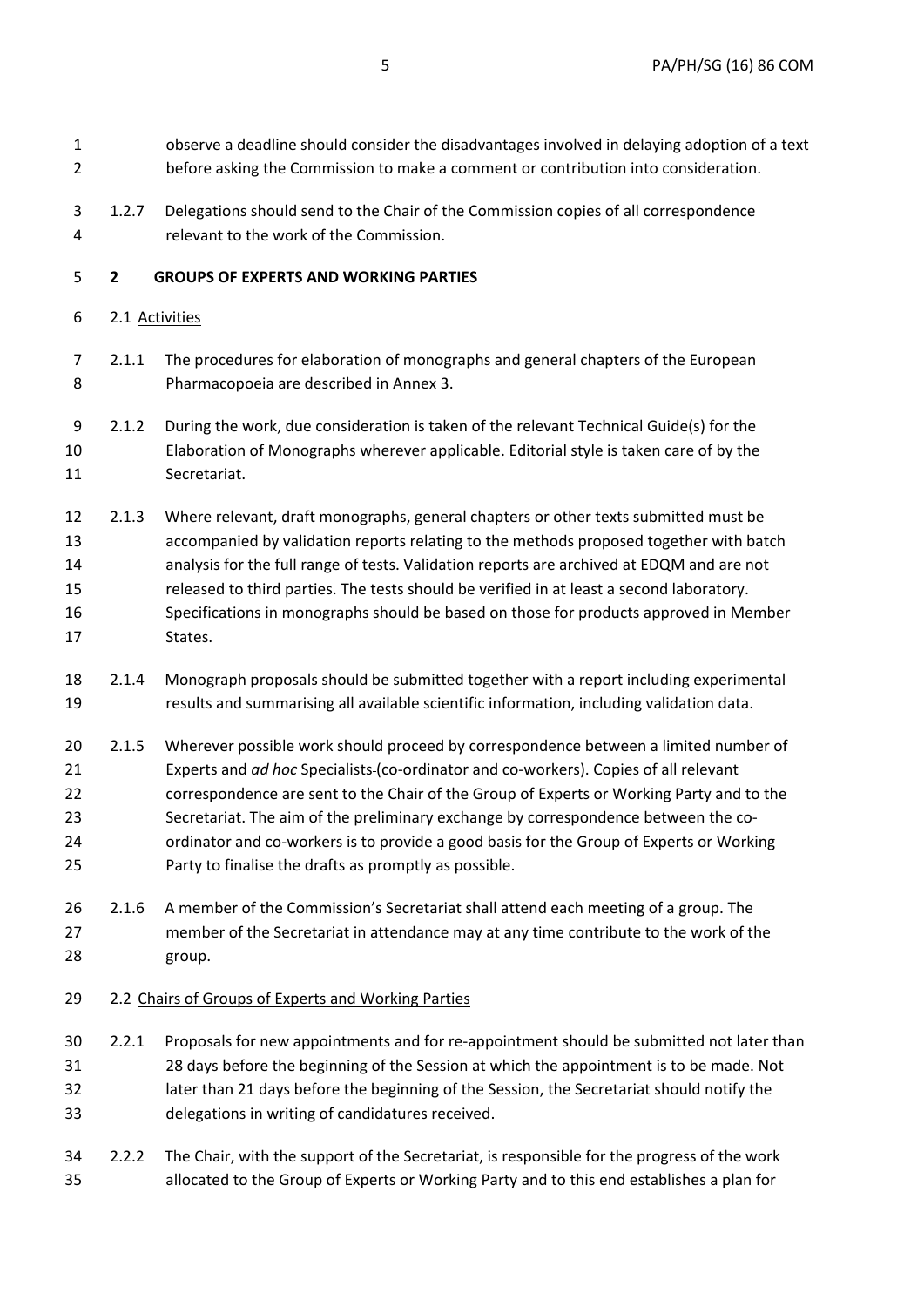observe a deadline should consider the disadvantages involved in delaying adoption of a text before asking the Commission to make a comment or contribution into consideration.

1.2.7 Delegations should send to the Chair of the Commission copies of all correspondence relevant to the work of the Commission.

## 2 GROUPS OF EXPERTS AND WORKING PARTIES

### 2.1 Activities

2.1.1 The procedures for elaboration of monographs and general chapters of the European Pharmacopoeia are described in Annex 3.

2.1.2 During the work, due consideration is taken of the relevant Technical Guide(s) for the Elaboration of Monographs wherever applicable. Editorial style is taken care of by the Secretariat.

2.1.3 Where relevant, draft monographs, general chapters or other texts submitted must be accompanied by validation reports relating to the methods proposed together with batch analysis for the full range of tests. Validation reports are archived at EDQM and are not released to third parties. The tests should be verified in at least a second laboratory. Specifications in monographs should be based on those for products approved in Member States.

2.1.4 Monograph proposals should be submitted together with a report including experimental results and summarising all available scientific information, including validation data.

2.1.5 Wherever possible work should proceed by correspondence between a limited number of Experts and *ad hoc* Specialists (co-ordinator and co-workers). Copies of all relevant correspondence are sent to the Chair of the Group of Experts or Working Party and to the Secretariat. The aim of the preliminary exchange by correspondence between the co-ordinator and co-workers is to provide a good basis for the Group of Experts or Working Party to finalise the drafts as promptly as possible.

2.1.6 A member of the Commission's Secretariat shall attend each meeting of a group. The member of the Secretariat in attendance may at any time contribute to the work of the group.

### 2.2 Chairs of Groups of Experts and Working Parties

2.2.1 Proposals for new appointments and for re-appointment should be submitted not later than 28 days before the beginning of the Session at which the appointment is to be made. Not later than 21 days before the beginning of the Session, the Secretariat should notify the delegations in writing of candidatures received.

2.2.2 The Chair, with the support of the Secretariat, is responsible for the progress of the work allocated to the Group of Experts or Working Party and to this end establishes a plan for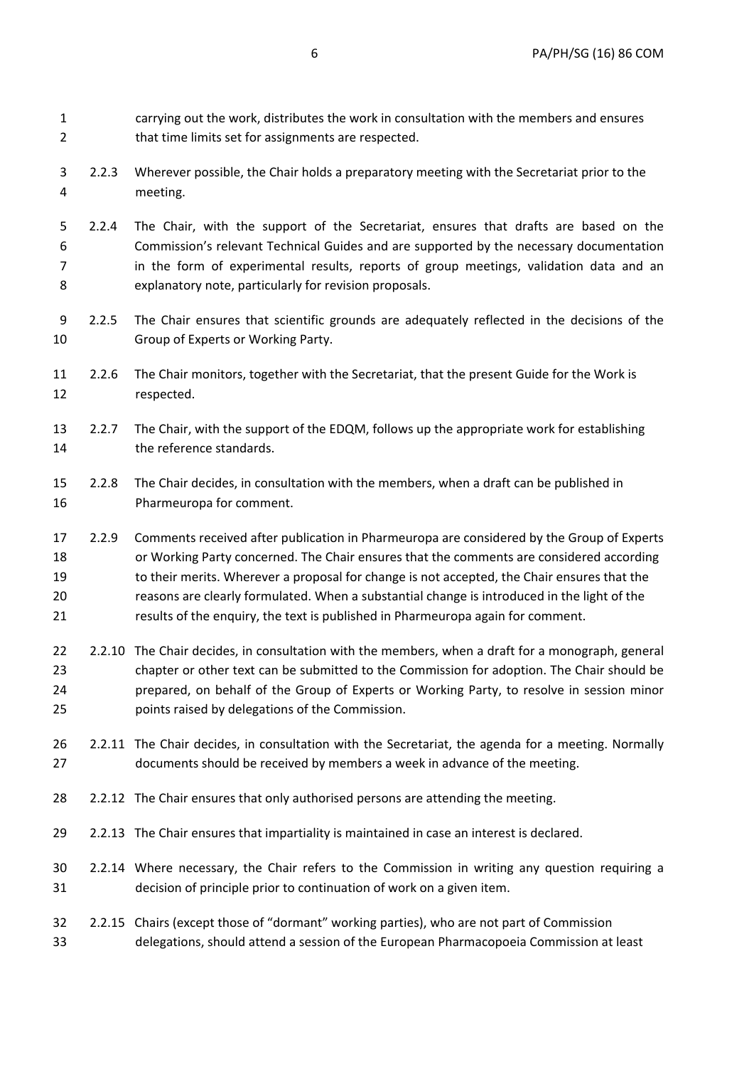carrying out the work, distributes the work in consultation with the members and ensures that time limits set for assignments are respected.

2.2.3 Wherever possible, the Chair holds a preparatory meeting with the Secretariat prior to the meeting.

2.2.4 The Chair, with the support of the Secretariat, ensures that drafts are based on the Commission's relevant Technical Guides and are supported by the necessary documentation in the form of experimental results, reports of group meetings, validation data and an explanatory note, particularly for revision proposals.

2.2.5 The Chair ensures that scientific grounds are adequately reflected in the decisions of the Group of Experts or Working Party.

2.2.6 The Chair monitors, together with the Secretariat, that the present Guide for the Work is respected.

2.2.7 The Chair, with the support of the EDQM, follows up the appropriate work for establishing the reference standards.

2.2.8 The Chair decides, in consultation with the members, when a draft can be published in Pharmeuropa for comment.

2.2.9 Comments received after publication in Pharmeuropa are considered by the Group of Experts or Working Party concerned. The Chair ensures that the comments are considered according to their merits. Wherever a proposal for change is not accepted, the Chair ensures that the reasons are clearly formulated. When a substantial change is introduced in the light of the results of the enquiry, the text is published in Pharmeuropa again for comment.

2.2.10 The Chair decides, in consultation with the members, when a draft for a monograph, general chapter or other text can be submitted to the Commission for adoption. The Chair should be prepared, on behalf of the Group of Experts or Working Party, to resolve in session minor points raised by delegations of the Commission.

2.2.11 The Chair decides, in consultation with the Secretariat, the agenda for a meeting. Normally documents should be received by members a week in advance of the meeting.

2.2.12 The Chair ensures that only authorised persons are attending the meeting.

2.2.13 The Chair ensures that impartiality is maintained in case an interest is declared.

2.2.14 Where necessary, the Chair refers to the Commission in writing any question requiring a decision of principle prior to continuation of work on a given item.

2.2.15 Chairs (except those of "dormant" working parties), who are not part of Commission delegations, should attend a session of the European Pharmacopoeia Commission at least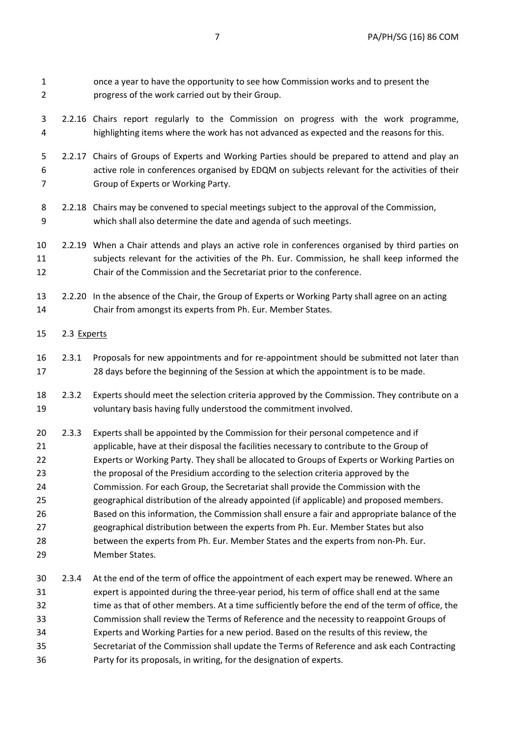once a year to have the opportunity to see how Commission works and to present the progress of the work carried out by their Group.

2.2.16 Chairs report regularly to the Commission on progress with the work programme, highlighting items where the work has not advanced as expected and the reasons for this.

2.2.17 Chairs of Groups of Experts and Working Parties should be prepared to attend and play an active role in conferences organised by EDQM on subjects relevant for the activities of their Group of Experts or Working Party.

2.2.18 Chairs may be convened to special meetings subject to the approval of the Commission, which shall also determine the date and agenda of such meetings.

2.2.19 When a Chair attends and plays an active role in conferences organised by third parties on subjects relevant for the activities of the Ph. Eur. Commission, he shall keep informed the Chair of the Commission and the Secretariat prior to the conference.

2.2.20 In the absence of the Chair, the Group of Experts or Working Party shall agree on an acting Chair from amongst its experts from Ph. Eur. Member States.

2.3 Experts

2.3.1 Proposals for new appointments and for re-appointment should be submitted not later than 28 days before the beginning of the Session at which the appointment is to be made.

2.3.2 Experts should meet the selection criteria approved by the Commission. They contribute on a voluntary basis having fully understood the commitment involved.

2.3.3 Experts shall be appointed by the Commission for their personal competence and if applicable, have at their disposal the facilities necessary to contribute to the Group of Experts or Working Party. They shall be allocated to Groups of Experts or Working Parties on the proposal of the Presidium according to the selection criteria approved by the Commission. For each Group, the Secretariat shall provide the Commission with the geographical distribution of the already appointed (if applicable) and proposed members. Based on this information, the Commission shall ensure a fair and appropriate balance of the geographical distribution between the experts from Ph. Eur. Member States but also between the experts from Ph. Eur. Member States and the experts from non-Ph. Eur. Member States.

2.3.4 At the end of the term of office the appointment of each expert may be renewed. Where an expert is appointed during the three-year period, his term of office shall end at the same time as that of other members. At a time sufficiently before the end of the term of office, the Commission shall review the Terms of Reference and the necessity to reappoint Groups of Experts and Working Parties for a new period. Based on the results of this review, the Secretariat of the Commission shall update the Terms of Reference and ask each Contracting Party for its proposals, in writing, for the designation of experts.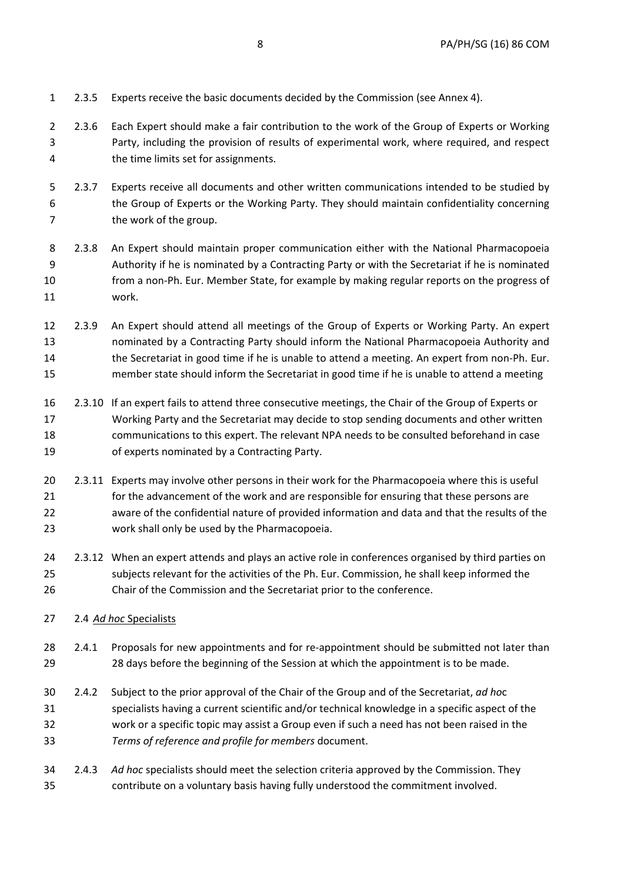2.3.5 Experts receive the basic documents decided by the Commission (see Annex 4).

2.3.6 Each Expert should make a fair contribution to the work of the Group of Experts or Working Party, including the provision of results of experimental work, where required, and respect the time limits set for assignments.

2.3.7 Experts receive all documents and other written communications intended to be studied by the Group of Experts or the Working Party. They should maintain confidentiality concerning the work of the group.

2.3.8 An Expert should maintain proper communication either with the National Pharmacopoeia Authority if he is nominated by a Contracting Party or with the Secretariat if he is nominated from a non-Ph. Eur. Member State, for example by making regular reports on the progress of work.

2.3.9 An Expert should attend all meetings of the Group of Experts or Working Party. An expert nominated by a Contracting Party should inform the National Pharmacopoeia Authority and the Secretariat in good time if he is unable to attend a meeting. An expert from non-Ph. Eur. member state should inform the Secretariat in good time if he is unable to attend a meeting

2.3.10 If an expert fails to attend three consecutive meetings, the Chair of the Group of Experts or Working Party and the Secretariat may decide to stop sending documents and other written communications to this expert. The relevant NPA needs to be consulted beforehand in case of experts nominated by a Contracting Party.

2.3.11 Experts may involve other persons in their work for the Pharmacopoeia where this is useful for the advancement of the work and are responsible for ensuring that these persons are aware of the confidential nature of provided information and data and that the results of the work shall only be used by the Pharmacopoeia.

2.3.12 When an expert attends and plays an active role in conferences organised by third parties on subjects relevant for the activities of the Ph. Eur. Commission, he shall keep informed the Chair of the Commission and the Secretariat prior to the conference.

2.4 *Ad hoc* Specialists

2.4.1 Proposals for new appointments and for re-appointment should be submitted not later than 28 days before the beginning of the Session at which the appointment is to be made.

2.4.2 Subject to the prior approval of the Chair of the Group and of the Secretariat, *ad hoc* specialists having a current scientific and/or technical knowledge in a specific aspect of the work or a specific topic may assist a Group even if such a need has not been raised in the *Terms of reference and profile for members* document.

2.4.3 *Ad hoc* specialists should meet the selection criteria approved by the Commission. They contribute on a voluntary basis having fully understood the commitment involved.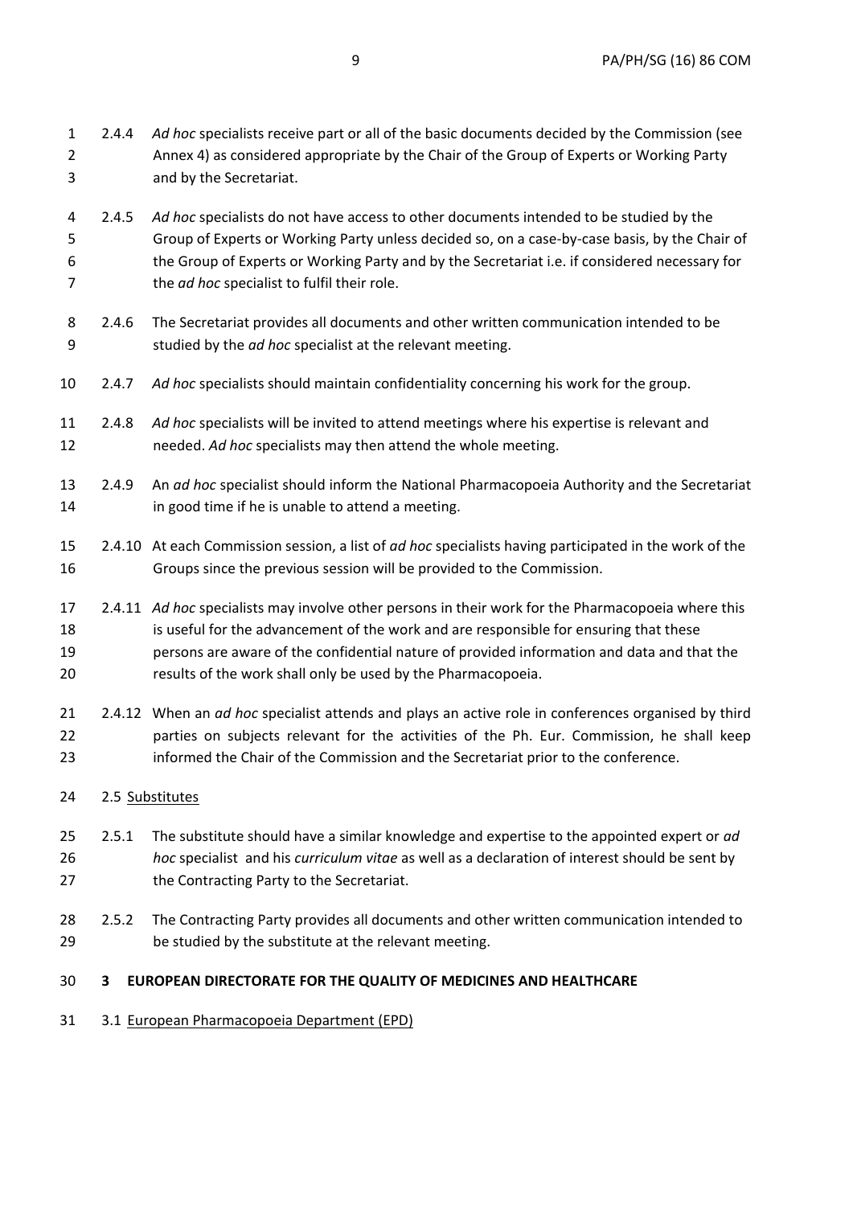2.4.4 *Ad hoc* specialists receive part or all of the basic documents decided by the Commission (see Annex 4) as considered appropriate by the Chair of the Group of Experts or Working Party and by the Secretariat.

2.4.5 *Ad hoc* specialists do not have access to other documents intended to be studied by the Group of Experts or Working Party unless decided so, on a case-by-case basis, by the Chair of the Group of Experts or Working Party and by the Secretariat i.e. if considered necessary for the *ad hoc* specialist to fulfil their role.

2.4.6 The Secretariat provides all documents and other written communication intended to be studied by the *ad hoc* specialist at the relevant meeting.

2.4.7 *Ad hoc* specialists should maintain confidentiality concerning his work for the group.

2.4.8 *Ad hoc* specialists will be invited to attend meetings where his expertise is relevant and needed. *Ad hoc* specialists may then attend the whole meeting.

2.4.9 An *ad hoc* specialist should inform the National Pharmacopoeia Authority and the Secretariat in good time if he is unable to attend a meeting.

2.4.10 At each Commission session, a list of *ad hoc* specialists having participated in the work of the Groups since the previous session will be provided to the Commission.

2.4.11 *Ad hoc* specialists may involve other persons in their work for the Pharmacopoeia where this is useful for the advancement of the work and are responsible for ensuring that these persons are aware of the confidential nature of provided information and data and that the results of the work shall only be used by the Pharmacopoeia.

2.4.12 When an *ad hoc* specialist attends and plays an active role in conferences organised by third parties on subjects relevant for the activities of the Ph. Eur. Commission, he shall keep informed the Chair of the Commission and the Secretariat prior to the conference.

2.5 Substitutes

2.5.1 The substitute should have a similar knowledge and expertise to the appointed expert or *ad hoc* specialist and his *curriculum vitae* as well as a declaration of interest should be sent by the Contracting Party to the Secretariat.

2.5.2 The Contracting Party provides all documents and other written communication intended to be studied by the substitute at the relevant meeting.

## 3 EUROPEAN DIRECTORATE FOR THE QUALITY OF MEDICINES AND HEALTHCARE

3.1 European Pharmacopoeia Department (EPD)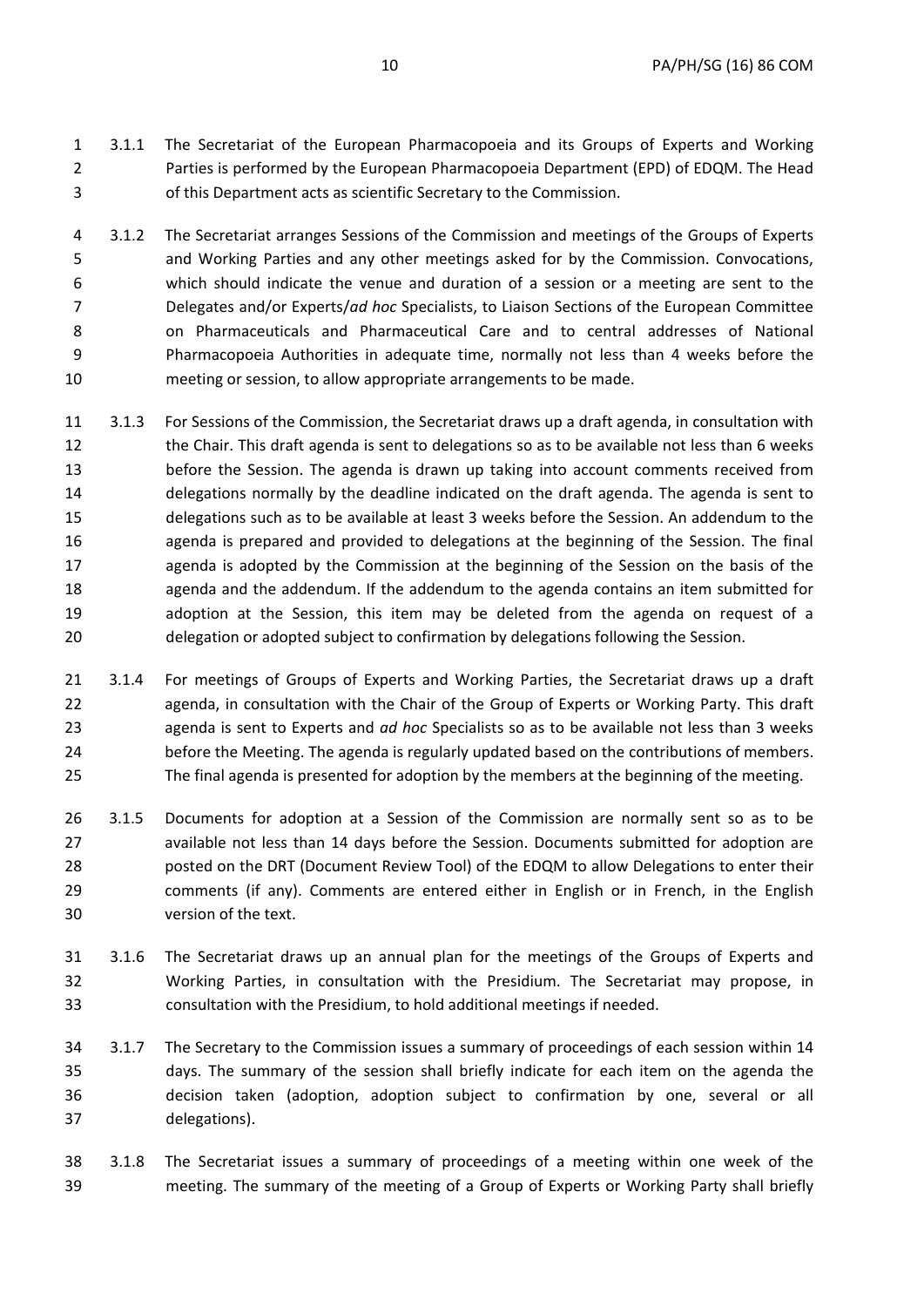3.1.1 The Secretariat of the European Pharmacopoeia and its Groups of Experts and Working Parties is performed by the European Pharmacopoeia Department (EPD) of EDQM. The Head of this Department acts as scientific Secretary to the Commission.

3.1.2 The Secretariat arranges Sessions of the Commission and meetings of the Groups of Experts and Working Parties and any other meetings asked for by the Commission. Convocations, which should indicate the venue and duration of a session or a meeting are sent to the Delegates and/or Experts/*ad hoc* Specialists, to Liaison Sections of the European Committee on Pharmaceuticals and Pharmaceutical Care and to central addresses of National Pharmacopoeia Authorities in adequate time, normally not less than 4 weeks before the meeting or session, to allow appropriate arrangements to be made.

3.1.3 For Sessions of the Commission, the Secretariat draws up a draft agenda, in consultation with the Chair. This draft agenda is sent to delegations so as to be available not less than 6 weeks before the Session. The agenda is drawn up taking into account comments received from delegations normally by the deadline indicated on the draft agenda. The agenda is sent to delegations such as to be available at least 3 weeks before the Session. An addendum to the agenda is prepared and provided to delegations at the beginning of the Session. The final agenda is adopted by the Commission at the beginning of the Session on the basis of the agenda and the addendum. If the addendum to the agenda contains an item submitted for adoption at the Session, this item may be deleted from the agenda on request of a delegation or adopted subject to confirmation by delegations following the Session.

3.1.4 For meetings of Groups of Experts and Working Parties, the Secretariat draws up a draft agenda, in consultation with the Chair of the Group of Experts or Working Party. This draft agenda is sent to Experts and *ad hoc* Specialists so as to be available not less than 3 weeks before the Meeting. The agenda is regularly updated based on the contributions of members. The final agenda is presented for adoption by the members at the beginning of the meeting.

3.1.5 Documents for adoption at a Session of the Commission are normally sent so as to be available not less than 14 days before the Session. Documents submitted for adoption are posted on the DRT (Document Review Tool) of the EDQM to allow Delegations to enter their comments (if any). Comments are entered either in English or in French, in the English version of the text.

3.1.6 The Secretariat draws up an annual plan for the meetings of the Groups of Experts and Working Parties, in consultation with the Presidium. The Secretariat may propose, in consultation with the Presidium, to hold additional meetings if needed.

3.1.7 The Secretary to the Commission issues a summary of proceedings of each session within 14 days. The summary of the session shall briefly indicate for each item on the agenda the decision taken (adoption, adoption subject to confirmation by one, several or all delegations).

3.1.8 The Secretariat issues a summary of proceedings of a meeting within one week of the meeting. The summary of the meeting of a Group of Experts or Working Party shall briefly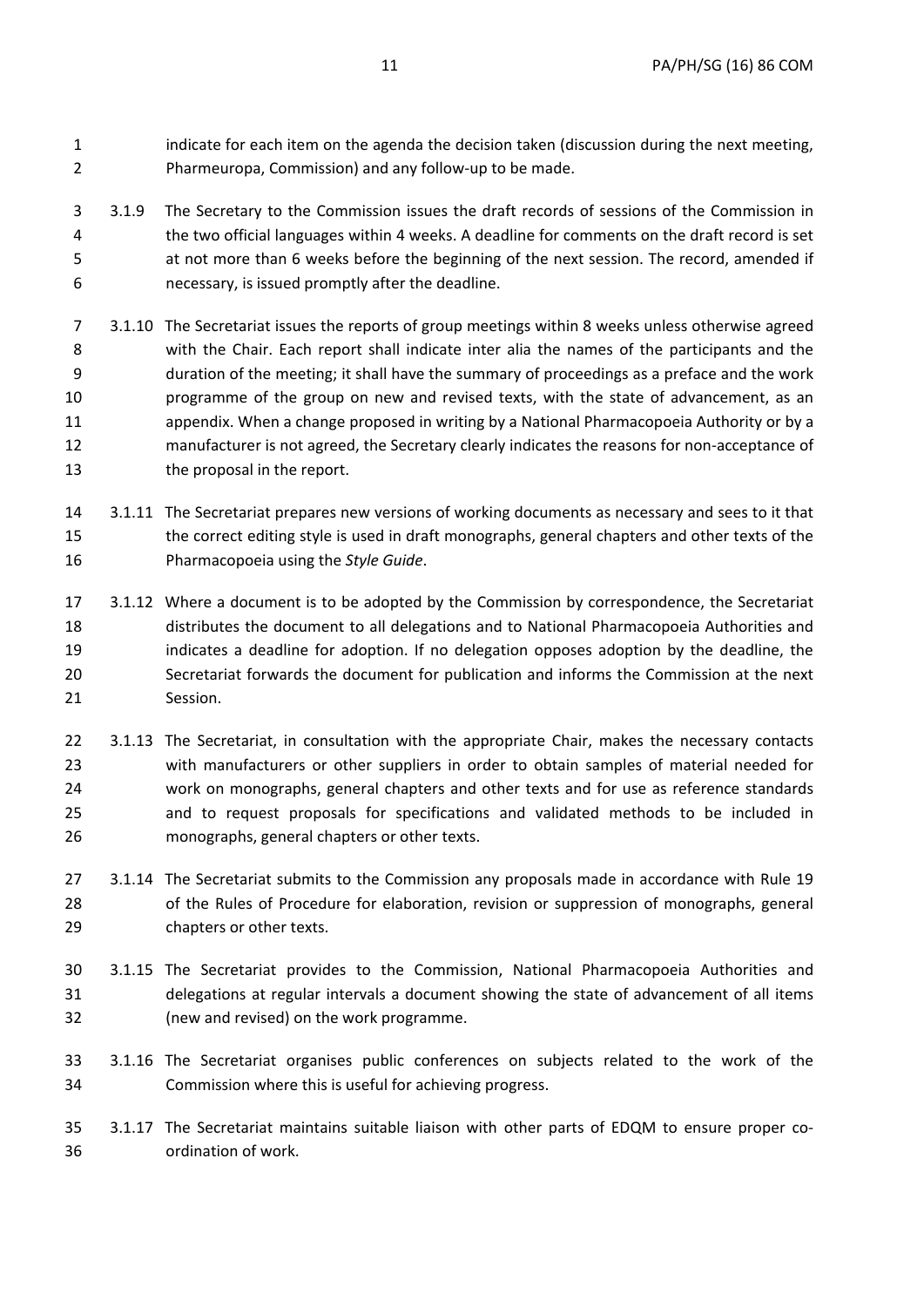indicate for each item on the agenda the decision taken (discussion during the next meeting, Pharmeuropa, Commission) and any follow-up to be made.

3.1.9 The Secretary to the Commission issues the draft records of sessions of the Commission in the two official languages within 4 weeks. A deadline for comments on the draft record is set at not more than 6 weeks before the beginning of the next session. The record, amended if necessary, is issued promptly after the deadline.

3.1.10 The Secretariat issues the reports of group meetings within 8 weeks unless otherwise agreed with the Chair. Each report shall indicate inter alia the names of the participants and the duration of the meeting; it shall have the summary of proceedings as a preface and the work programme of the group on new and revised texts, with the state of advancement, as an appendix. When a change proposed in writing by a National Pharmacopoeia Authority or by a manufacturer is not agreed, the Secretary clearly indicates the reasons for non-acceptance of the proposal in the report.

3.1.11 The Secretariat prepares new versions of working documents as necessary and sees to it that the correct editing style is used in draft monographs, general chapters and other texts of the Pharmacopoeia using the *Style Guide*.

3.1.12 Where a document is to be adopted by the Commission by correspondence, the Secretariat distributes the document to all delegations and to National Pharmacopoeia Authorities and indicates a deadline for adoption. If no delegation opposes adoption by the deadline, the Secretariat forwards the document for publication and informs the Commission at the next Session.

3.1.13 The Secretariat, in consultation with the appropriate Chair, makes the necessary contacts with manufacturers or other suppliers in order to obtain samples of material needed for work on monographs, general chapters and other texts and for use as reference standards and to request proposals for specifications and validated methods to be included in monographs, general chapters or other texts.

3.1.14 The Secretariat submits to the Commission any proposals made in accordance with Rule 19 of the Rules of Procedure for elaboration, revision or suppression of monographs, general chapters or other texts.

3.1.15 The Secretariat provides to the Commission, National Pharmacopoeia Authorities and delegations at regular intervals a document showing the state of advancement of all items (new and revised) on the work programme.

3.1.16 The Secretariat organises public conferences on subjects related to the work of the Commission where this is useful for achieving progress.

3.1.17 The Secretariat maintains suitable liaison with other parts of EDQM to ensure proper co-ordination of work.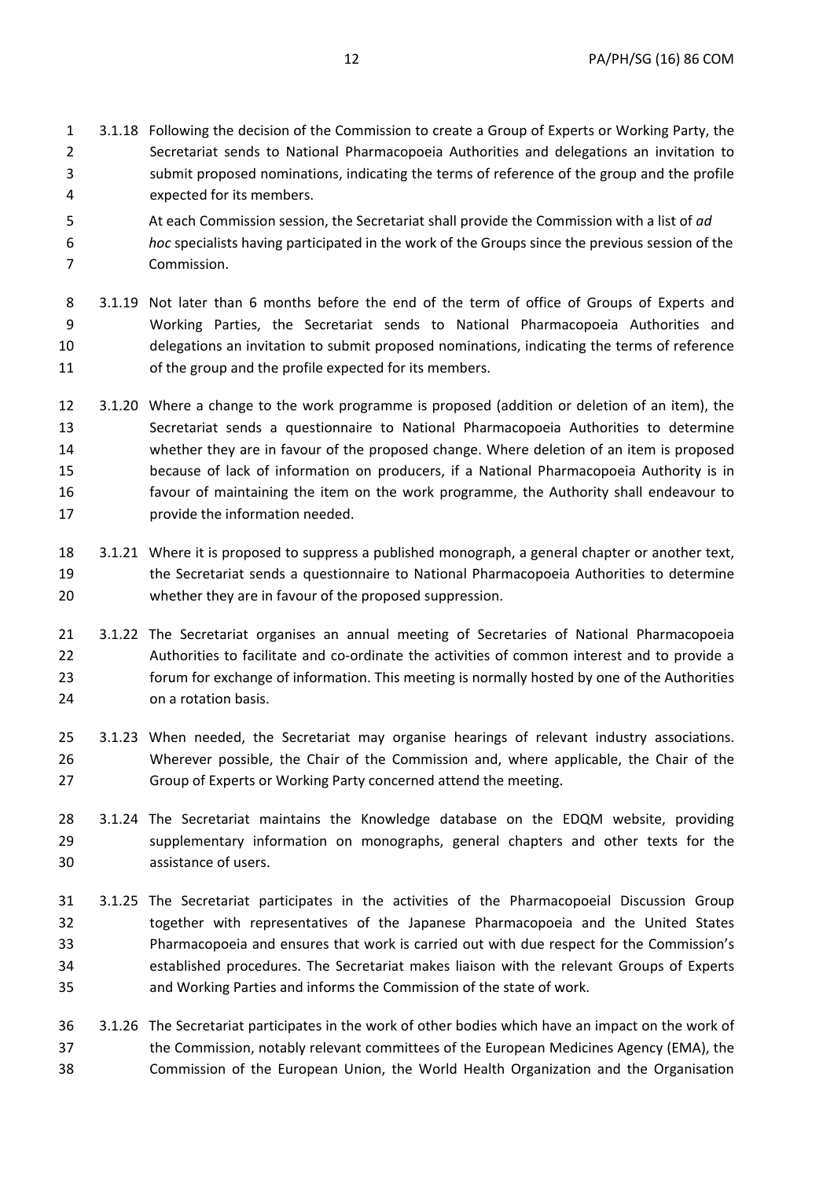3.1.18 Following the decision of the Commission to create a Group of Experts or Working Party, the Secretariat sends to National Pharmacopoeia Authorities and delegations an invitation to submit proposed nominations, indicating the terms of reference of the group and the profile expected for its members.

At each Commission session, the Secretariat shall provide the Commission with a list of *ad hoc* specialists having participated in the work of the Groups since the previous session of the Commission.

3.1.19 Not later than 6 months before the end of the term of office of Groups of Experts and Working Parties, the Secretariat sends to National Pharmacopoeia Authorities and delegations an invitation to submit proposed nominations, indicating the terms of reference of the group and the profile expected for its members.

3.1.20 Where a change to the work programme is proposed (addition or deletion of an item), the Secretariat sends a questionnaire to National Pharmacopoeia Authorities to determine whether they are in favour of the proposed change. Where deletion of an item is proposed because of lack of information on producers, if a National Pharmacopoeia Authority is in favour of maintaining the item on the work programme, the Authority shall endeavour to provide the information needed.

3.1.21 Where it is proposed to suppress a published monograph, a general chapter or another text, the Secretariat sends a questionnaire to National Pharmacopoeia Authorities to determine whether they are in favour of the proposed suppression.

3.1.22 The Secretariat organises an annual meeting of Secretaries of National Pharmacopoeia Authorities to facilitate and co-ordinate the activities of common interest and to provide a forum for exchange of information. This meeting is normally hosted by one of the Authorities on a rotation basis.

3.1.23 When needed, the Secretariat may organise hearings of relevant industry associations. Wherever possible, the Chair of the Commission and, where applicable, the Chair of the Group of Experts or Working Party concerned attend the meeting.

3.1.24 The Secretariat maintains the Knowledge database on the EDQM website, providing supplementary information on monographs, general chapters and other texts for the assistance of users.

3.1.25 The Secretariat participates in the activities of the Pharmacopoeial Discussion Group together with representatives of the Japanese Pharmacopoeia and the United States Pharmacopoeia and ensures that work is carried out with due respect for the Commission's established procedures. The Secretariat makes liaison with the relevant Groups of Experts and Working Parties and informs the Commission of the state of work.

3.1.26 The Secretariat participates in the work of other bodies which have an impact on the work of the Commission, notably relevant committees of the European Medicines Agency (EMA), the Commission of the European Union, the World Health Organization and the Organisation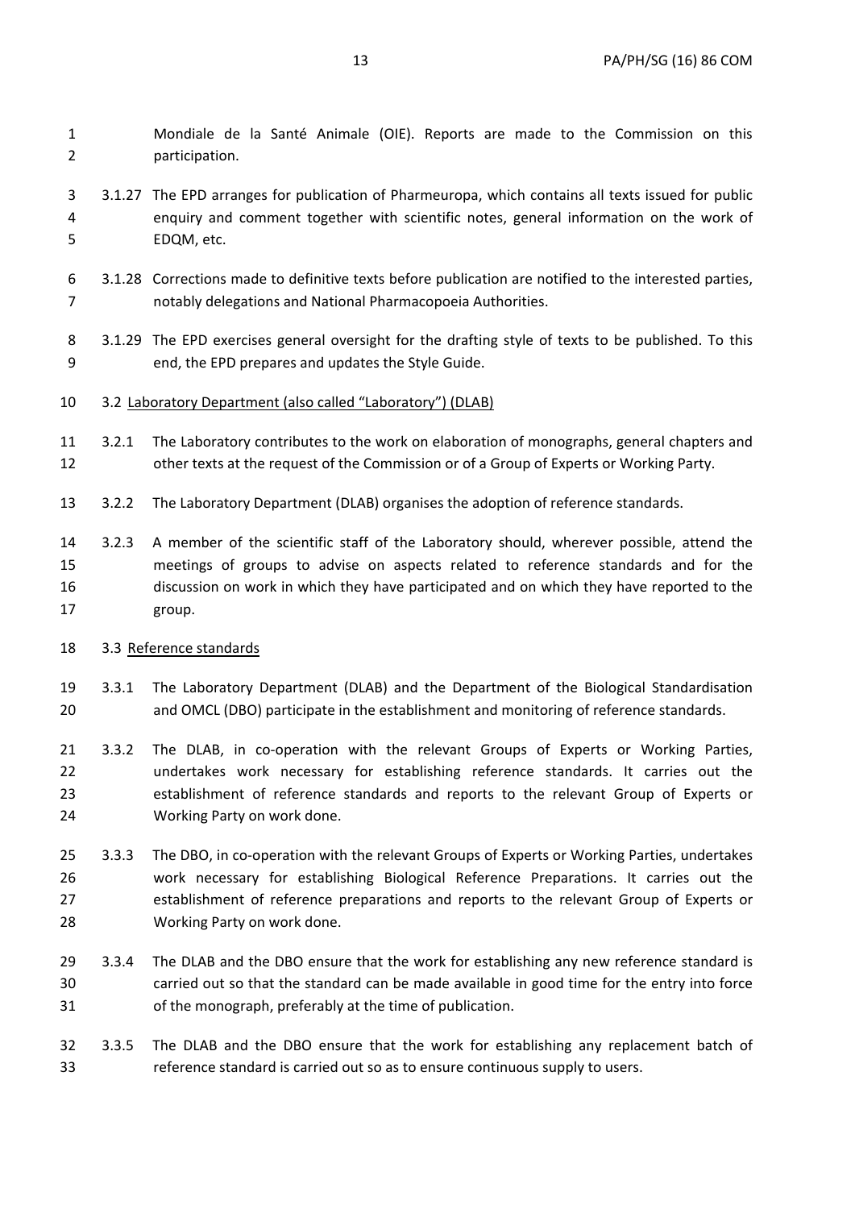Mondiale de la Santé Animale (OIE). Reports are made to the Commission on this participation.

3.1.27 The EPD arranges for publication of Pharmeuropa, which contains all texts issued for public enquiry and comment together with scientific notes, general information on the work of EDQM, etc.

3.1.28 Corrections made to definitive texts before publication are notified to the interested parties, notably delegations and National Pharmacopoeia Authorities.

3.1.29 The EPD exercises general oversight for the drafting style of texts to be published. To this end, the EPD prepares and updates the Style Guide.

3.2 Laboratory Department (also called "Laboratory") (DLAB)

3.2.1 The Laboratory contributes to the work on elaboration of monographs, general chapters and other texts at the request of the Commission or of a Group of Experts or Working Party.

3.2.2 The Laboratory Department (DLAB) organises the adoption of reference standards.

3.2.3 A member of the scientific staff of the Laboratory should, wherever possible, attend the meetings of groups to advise on aspects related to reference standards and for the discussion on work in which they have participated and on which they have reported to the group.

3.3 Reference standards

3.3.1 The Laboratory Department (DLAB) and the Department of the Biological Standardisation and OMCL (DBO) participate in the establishment and monitoring of reference standards.

3.3.2 The DLAB, in co-operation with the relevant Groups of Experts or Working Parties, undertakes work necessary for establishing reference standards. It carries out the establishment of reference standards and reports to the relevant Group of Experts or Working Party on work done.

3.3.3 The DBO, in co-operation with the relevant Groups of Experts or Working Parties, undertakes work necessary for establishing Biological Reference Preparations. It carries out the establishment of reference preparations and reports to the relevant Group of Experts or Working Party on work done.

3.3.4 The DLAB and the DBO ensure that the work for establishing any new reference standard is carried out so that the standard can be made available in good time for the entry into force of the monograph, preferably at the time of publication.

3.3.5 The DLAB and the DBO ensure that the work for establishing any replacement batch of reference standard is carried out so as to ensure continuous supply to users.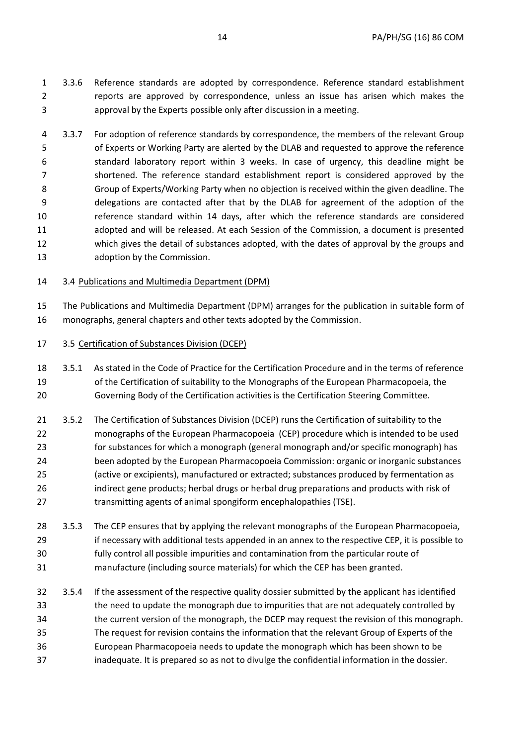3.3.6 Reference standards are adopted by correspondence. Reference standard establishment reports are approved by correspondence, unless an issue has arisen which makes the approval by the Experts possible only after discussion in a meeting.

3.3.7 For adoption of reference standards by correspondence, the members of the relevant Group of Experts or Working Party are alerted by the DLAB and requested to approve the reference standard laboratory report within 3 weeks. In case of urgency, this deadline might be shortened. The reference standard establishment report is considered approved by the Group of Experts/Working Party when no objection is received within the given deadline. The delegations are contacted after that by the DLAB for agreement of the adoption of the reference standard within 14 days, after which the reference standards are considered adopted and will be released. At each Session of the Commission, a document is presented which gives the detail of substances adopted, with the dates of approval by the groups and adoption by the Commission.

3.4 Publications and Multimedia Department (DPM)

The Publications and Multimedia Department (DPM) arranges for the publication in suitable form of monographs, general chapters and other texts adopted by the Commission.

3.5 Certification of Substances Division (DCEP)

3.5.1 As stated in the Code of Practice for the Certification Procedure and in the terms of reference of the Certification of suitability to the Monographs of the European Pharmacopoeia, the Governing Body of the Certification activities is the Certification Steering Committee.

3.5.2 The Certification of Substances Division (DCEP) runs the Certification of suitability to the monographs of the European Pharmacopoeia (CEP) procedure which is intended to be used for substances for which a monograph (general monograph and/or specific monograph) has been adopted by the European Pharmacopoeia Commission: organic or inorganic substances (active or excipients), manufactured or extracted; substances produced by fermentation as indirect gene products; herbal drugs or herbal drug preparations and products with risk of transmitting agents of animal spongiform encephalopathies (TSE).

3.5.3 The CEP ensures that by applying the relevant monographs of the European Pharmacopoeia, if necessary with additional tests appended in an annex to the respective CEP, it is possible to fully control all possible impurities and contamination from the particular route of manufacture (including source materials) for which the CEP has been granted.

3.5.4 If the assessment of the respective quality dossier submitted by the applicant has identified the need to update the monograph due to impurities that are not adequately controlled by the current version of the monograph, the DCEP may request the revision of this monograph. The request for revision contains the information that the relevant Group of Experts of the European Pharmacopoeia needs to update the monograph which has been shown to be inadequate. It is prepared so as not to divulge the confidential information in the dossier.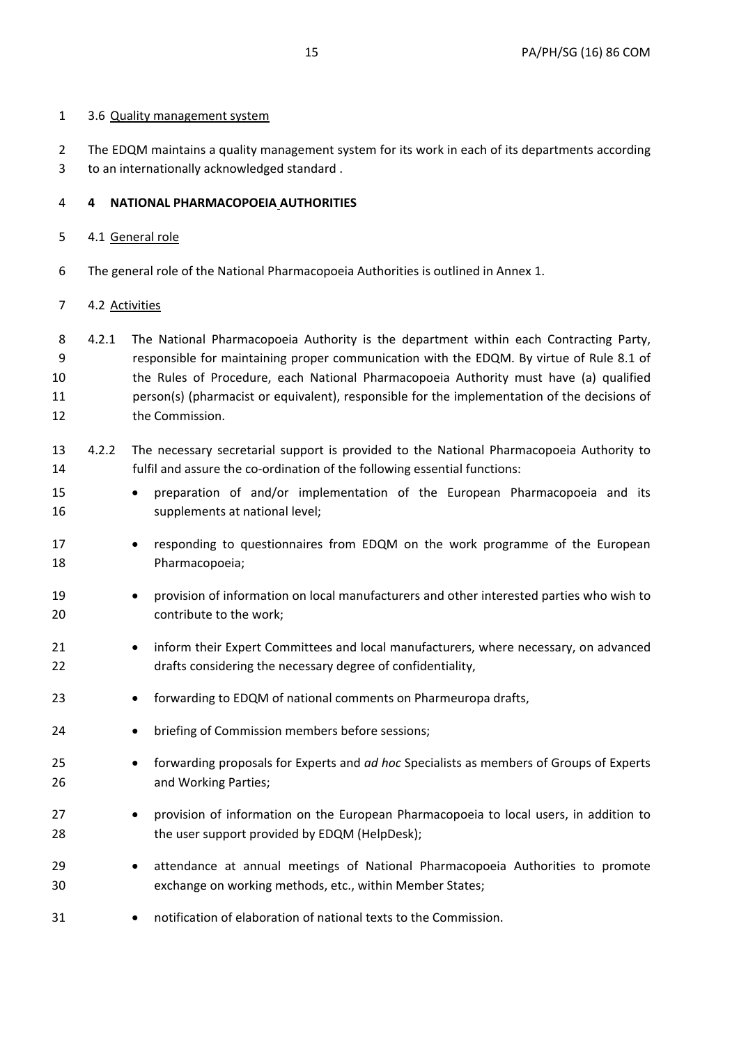3.6 Quality management system

The EDQM maintains a quality management system for its work in each of its departments according to an internationally acknowledged standard .

## 4 NATIONAL PHARMACOPOEIA AUTHORITIES

4.1 General role

The general role of the National Pharmacopoeia Authorities is outlined in Annex 1.

4.2 Activities

4.2.1 The National Pharmacopoeia Authority is the department within each Contracting Party, responsible for maintaining proper communication with the EDQM. By virtue of Rule 8.1 of the Rules of Procedure, each National Pharmacopoeia Authority must have (a) qualified person(s) (pharmacist or equivalent), responsible for the implementation of the decisions of the Commission.

4.2.2 The necessary secretarial support is provided to the National Pharmacopoeia Authority to fulfil and assure the co-ordination of the following essential functions:

- preparation of and/or implementation of the European Pharmacopoeia and its supplements at national level;
- responding to questionnaires from EDQM on the work programme of the European Pharmacopoeia;
- provision of information on local manufacturers and other interested parties who wish to contribute to the work;
- inform their Expert Committees and local manufacturers, where necessary, on advanced drafts considering the necessary degree of confidentiality,
- forwarding to EDQM of national comments on Pharmeuropa drafts,
- briefing of Commission members before sessions;
- forwarding proposals for Experts and *ad hoc* Specialists as members of Groups of Experts and Working Parties;
- provision of information on the European Pharmacopoeia to local users, in addition to the user support provided by EDQM (HelpDesk);
- attendance at annual meetings of National Pharmacopoeia Authorities to promote exchange on working methods, etc., within Member States;
- notification of elaboration of national texts to the Commission.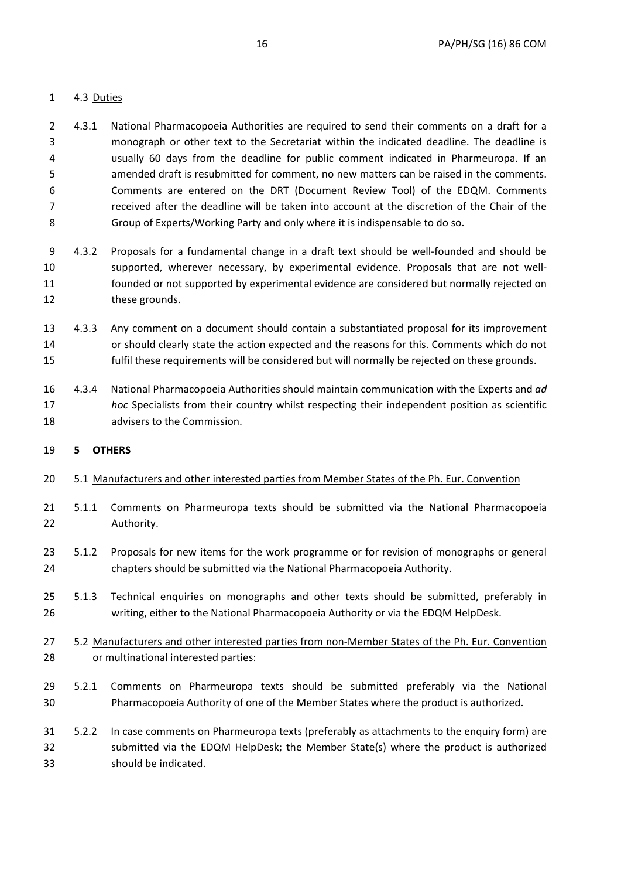4.3 Duties

4.3.1 National Pharmacopoeia Authorities are required to send their comments on a draft for a monograph or other text to the Secretariat within the indicated deadline. The deadline is usually 60 days from the deadline for public comment indicated in Pharmeuropa. If an amended draft is resubmitted for comment, no new matters can be raised in the comments. Comments are entered on the DRT (Document Review Tool) of the EDQM. Comments received after the deadline will be taken into account at the discretion of the Chair of the Group of Experts/Working Party and only where it is indispensable to do so.

4.3.2 Proposals for a fundamental change in a draft text should be well-founded and should be supported, wherever necessary, by experimental evidence. Proposals that are not well-founded or not supported by experimental evidence are considered but normally rejected on these grounds.

4.3.3 Any comment on a document should contain a substantiated proposal for its improvement or should clearly state the action expected and the reasons for this. Comments which do not fulfil these requirements will be considered but will normally be rejected on these grounds.

4.3.4 National Pharmacopoeia Authorities should maintain communication with the Experts and *ad hoc* Specialists from their country whilst respecting their independent position as scientific advisers to the Commission.

## 5 OTHERS

5.1 Manufacturers and other interested parties from Member States of the Ph. Eur. Convention

5.1.1 Comments on Pharmeuropa texts should be submitted via the National Pharmacopoeia Authority.

5.1.2 Proposals for new items for the work programme or for revision of monographs or general chapters should be submitted via the National Pharmacopoeia Authority.

5.1.3 Technical enquiries on monographs and other texts should be submitted, preferably in writing, either to the National Pharmacopoeia Authority or via the EDQM HelpDesk.

5.2 Manufacturers and other interested parties from non-Member States of the Ph. Eur. Convention or multinational interested parties:

5.2.1 Comments on Pharmeuropa texts should be submitted preferably via the National Pharmacopoeia Authority of one of the Member States where the product is authorized.

5.2.2 In case comments on Pharmeuropa texts (preferably as attachments to the enquiry form) are submitted via the EDQM HelpDesk; the Member State(s) where the product is authorized should be indicated.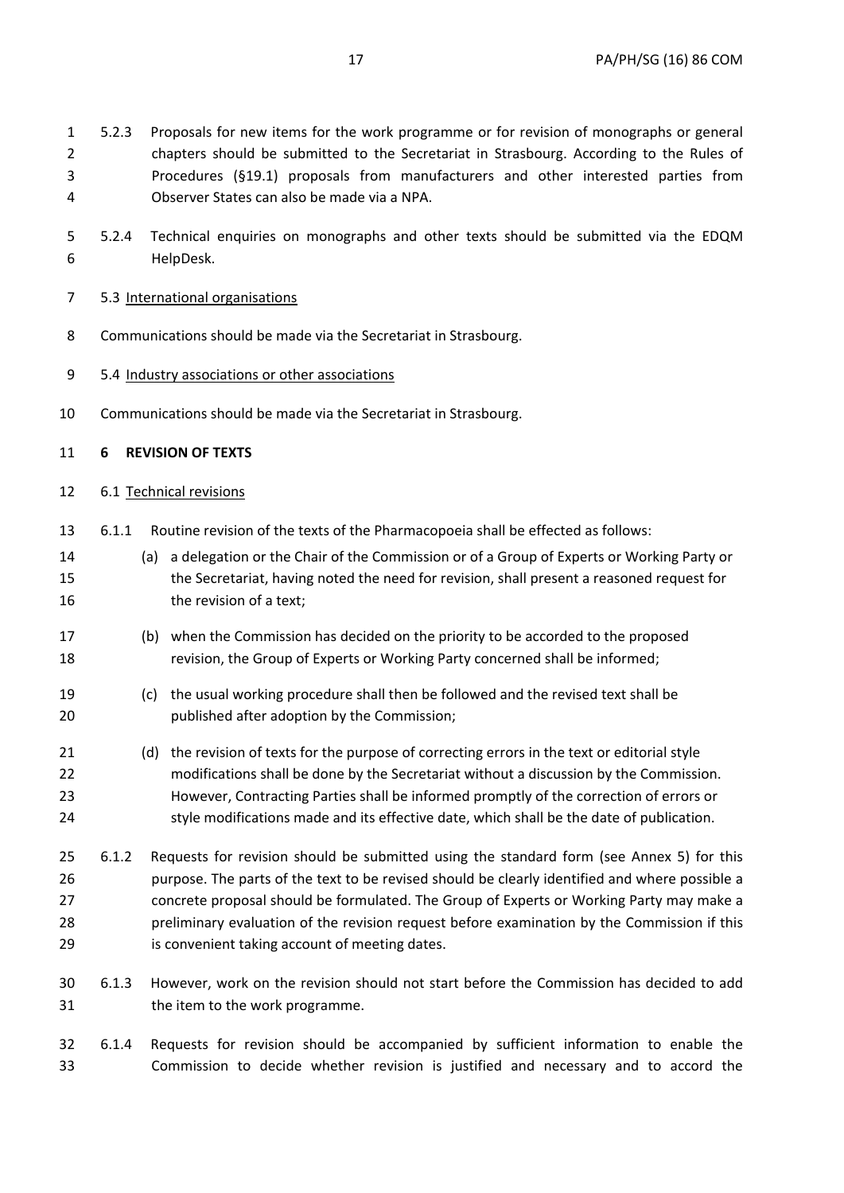5.2.3 Proposals for new items for the work programme or for revision of monographs or general chapters should be submitted to the Secretariat in Strasbourg. According to the Rules of Procedures (§19.1) proposals from manufacturers and other interested parties from Observer States can also be made via a NPA.

5.2.4 Technical enquiries on monographs and other texts should be submitted via the EDQM HelpDesk.

5.3 International organisations

Communications should be made via the Secretariat in Strasbourg.

5.4 Industry associations or other associations

Communications should be made via the Secretariat in Strasbourg.

## 6 REVISION OF TEXTS

6.1 Technical revisions

6.1.1 Routine revision of the texts of the Pharmacopoeia shall be effected as follows:

(a) a delegation or the Chair of the Commission or of a Group of Experts or Working Party or the Secretariat, having noted the need for revision, shall present a reasoned request for the revision of a text;

(b) when the Commission has decided on the priority to be accorded to the proposed revision, the Group of Experts or Working Party concerned shall be informed;

(c) the usual working procedure shall then be followed and the revised text shall be published after adoption by the Commission;

(d) the revision of texts for the purpose of correcting errors in the text or editorial style modifications shall be done by the Secretariat without a discussion by the Commission. However, Contracting Parties shall be informed promptly of the correction of errors or style modifications made and its effective date, which shall be the date of publication.

6.1.2 Requests for revision should be submitted using the standard form (see Annex 5) for this purpose. The parts of the text to be revised should be clearly identified and where possible a concrete proposal should be formulated. The Group of Experts or Working Party may make a preliminary evaluation of the revision request before examination by the Commission if this is convenient taking account of meeting dates.

6.1.3 However, work on the revision should not start before the Commission has decided to add the item to the work programme.

6.1.4 Requests for revision should be accompanied by sufficient information to enable the Commission to decide whether revision is justified and necessary and to accord the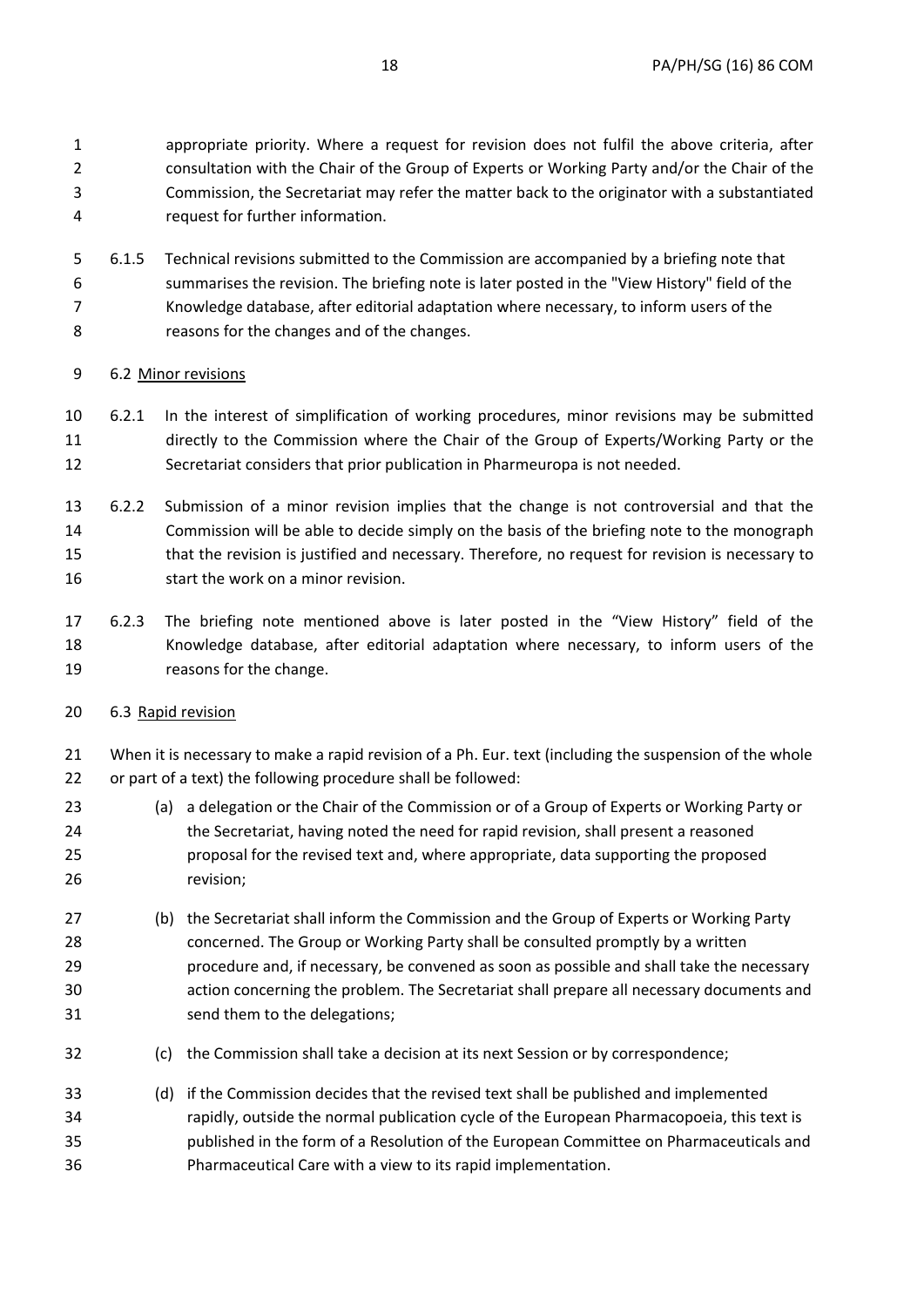appropriate priority. Where a request for revision does not fulfil the above criteria, after consultation with the Chair of the Group of Experts or Working Party and/or the Chair of the Commission, the Secretariat may refer the matter back to the originator with a substantiated request for further information.

6.1.5 Technical revisions submitted to the Commission are accompanied by a briefing note that summarises the revision. The briefing note is later posted in the "View History" field of the Knowledge database, after editorial adaptation where necessary, to inform users of the reasons for the changes and of the changes.

6.2 Minor revisions

6.2.1 In the interest of simplification of working procedures, minor revisions may be submitted directly to the Commission where the Chair of the Group of Experts/Working Party or the Secretariat considers that prior publication in Pharmeuropa is not needed.

6.2.2 Submission of a minor revision implies that the change is not controversial and that the Commission will be able to decide simply on the basis of the briefing note to the monograph that the revision is justified and necessary. Therefore, no request for revision is necessary to start the work on a minor revision.

6.2.3 The briefing note mentioned above is later posted in the "View History" field of the Knowledge database, after editorial adaptation where necessary, to inform users of the reasons for the change.

6.3 Rapid revision

When it is necessary to make a rapid revision of a Ph. Eur. text (including the suspension of the whole or part of a text) the following procedure shall be followed:

(a) a delegation or the Chair of the Commission or of a Group of Experts or Working Party or the Secretariat, having noted the need for rapid revision, shall present a reasoned proposal for the revised text and, where appropriate, data supporting the proposed revision;

(b) the Secretariat shall inform the Commission and the Group of Experts or Working Party concerned. The Group or Working Party shall be consulted promptly by a written procedure and, if necessary, be convened as soon as possible and shall take the necessary action concerning the problem. The Secretariat shall prepare all necessary documents and send them to the delegations;

(c) the Commission shall take a decision at its next Session or by correspondence;

(d) if the Commission decides that the revised text shall be published and implemented rapidly, outside the normal publication cycle of the European Pharmacopoeia, this text is published in the form of a Resolution of the European Committee on Pharmaceuticals and Pharmaceutical Care with a view to its rapid implementation.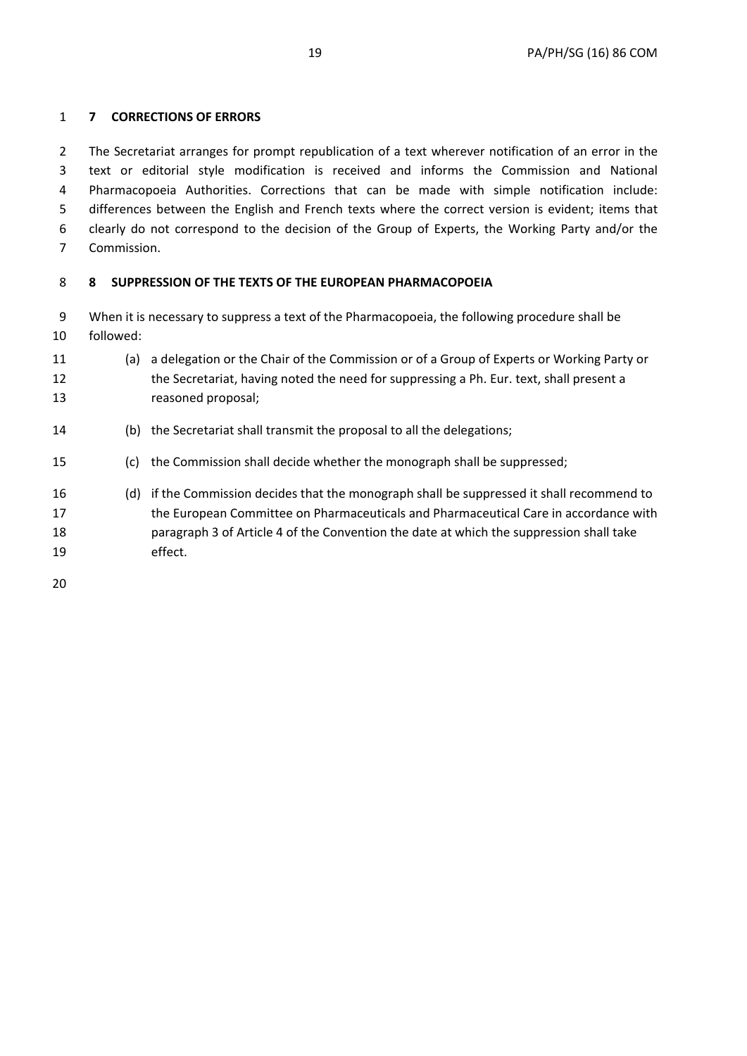## 7 CORRECTIONS OF ERRORS

The Secretariat arranges for prompt republication of a text wherever notification of an error in the text or editorial style modification is received and informs the Commission and National Pharmacopoeia Authorities. Corrections that can be made with simple notification include: differences between the English and French texts where the correct version is evident; items that clearly do not correspond to the decision of the Group of Experts, the Working Party and/or the Commission.

## 8 SUPPRESSION OF THE TEXTS OF THE EUROPEAN PHARMACOPOEIA

When it is necessary to suppress a text of the Pharmacopoeia, the following procedure shall be followed:

(a) a delegation or the Chair of the Commission or of a Group of Experts or Working Party or the Secretariat, having noted the need for suppressing a Ph. Eur. text, shall present a reasoned proposal;

(b) the Secretariat shall transmit the proposal to all the delegations;

(c) the Commission shall decide whether the monograph shall be suppressed;

(d) if the Commission decides that the monograph shall be suppressed it shall recommend to the European Committee on Pharmaceuticals and Pharmaceutical Care in accordance with paragraph 3 of Article 4 of the Convention the date at which the suppression shall take effect.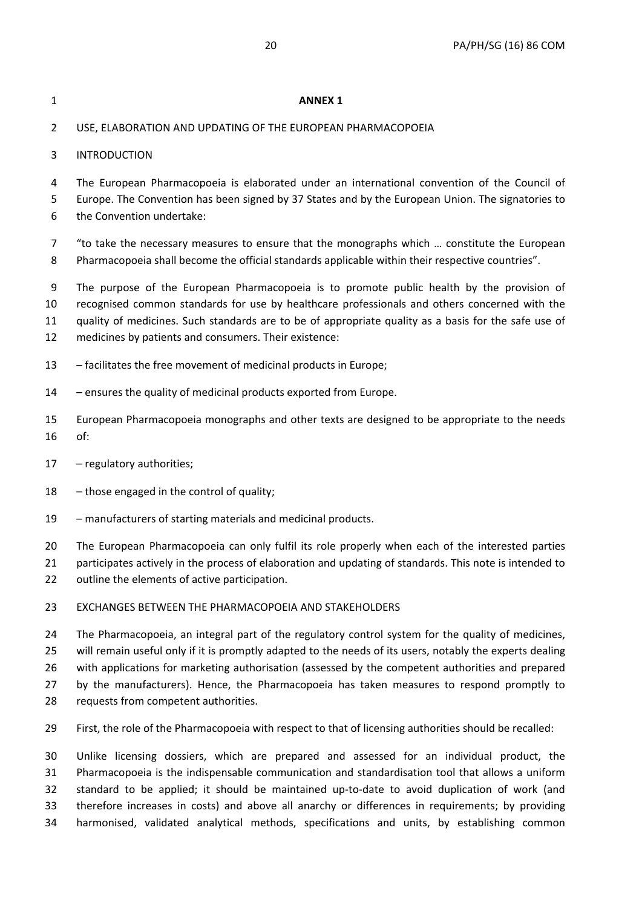**ANNEX 1**

USE, ELABORATION AND UPDATING OF THE EUROPEAN PHARMACOPOEIA

INTRODUCTION

The European Pharmacopoeia is elaborated under an international convention of the Council of Europe. The Convention has been signed by 37 States and by the European Union. The signatories to the Convention undertake:

"to take the necessary measures to ensure that the monographs which … constitute the European Pharmacopoeia shall become the official standards applicable within their respective countries".

The purpose of the European Pharmacopoeia is to promote public health by the provision of recognised common standards for use by healthcare professionals and others concerned with the quality of medicines. Such standards are to be of appropriate quality as a basis for the safe use of medicines by patients and consumers. Their existence:

– facilitates the free movement of medicinal products in Europe;

– ensures the quality of medicinal products exported from Europe.

European Pharmacopoeia monographs and other texts are designed to be appropriate to the needs of:

– regulatory authorities;

– those engaged in the control of quality;

– manufacturers of starting materials and medicinal products.

The European Pharmacopoeia can only fulfil its role properly when each of the interested parties participates actively in the process of elaboration and updating of standards. This note is intended to outline the elements of active participation.

EXCHANGES BETWEEN THE PHARMACOPOEIA AND STAKEHOLDERS

The Pharmacopoeia, an integral part of the regulatory control system for the quality of medicines, will remain useful only if it is promptly adapted to the needs of its users, notably the experts dealing with applications for marketing authorisation (assessed by the competent authorities and prepared by the manufacturers). Hence, the Pharmacopoeia has taken measures to respond promptly to requests from competent authorities.

First, the role of the Pharmacopoeia with respect to that of licensing authorities should be recalled:

Unlike licensing dossiers, which are prepared and assessed for an individual product, the Pharmacopoeia is the indispensable communication and standardisation tool that allows a uniform standard to be applied; it should be maintained up-to-date to avoid duplication of work (and therefore increases in costs) and above all anarchy or differences in requirements; by providing harmonised, validated analytical methods, specifications and units, by establishing common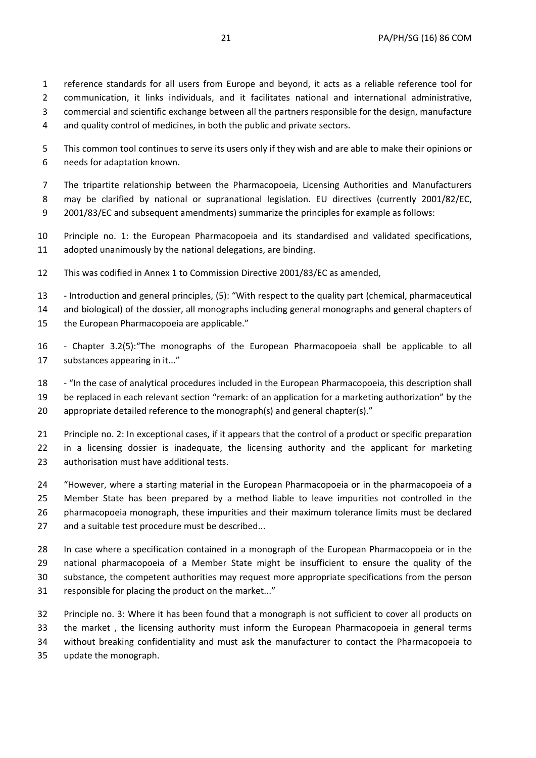reference standards for all users from Europe and beyond, it acts as a reliable reference tool for communication, it links individuals, and it facilitates national and international administrative, commercial and scientific exchange between all the partners responsible for the design, manufacture and quality control of medicines, in both the public and private sectors.

This common tool continues to serve its users only if they wish and are able to make their opinions or needs for adaptation known.

The tripartite relationship between the Pharmacopoeia, Licensing Authorities and Manufacturers may be clarified by national or supranational legislation. EU directives (currently 2001/82/EC, 2001/83/EC and subsequent amendments) summarize the principles for example as follows:

Principle no. 1: the European Pharmacopoeia and its standardised and validated specifications, adopted unanimously by the national delegations, are binding.

This was codified in Annex 1 to Commission Directive 2001/83/EC as amended,

- Introduction and general principles, (5): "With respect to the quality part (chemical, pharmaceutical and biological) of the dossier, all monographs including general monographs and general chapters of the European Pharmacopoeia are applicable."

- Chapter 3.2(5):"The monographs of the European Pharmacopoeia shall be applicable to all substances appearing in it..."

- "In the case of analytical procedures included in the European Pharmacopoeia, this description shall be replaced in each relevant section "remark: of an application for a marketing authorization" by the appropriate detailed reference to the monograph(s) and general chapter(s)."

Principle no. 2: In exceptional cases, if it appears that the control of a product or specific preparation in a licensing dossier is inadequate, the licensing authority and the applicant for marketing authorisation must have additional tests.

"However, where a starting material in the European Pharmacopoeia or in the pharmacopoeia of a Member State has been prepared by a method liable to leave impurities not controlled in the pharmacopoeia monograph, these impurities and their maximum tolerance limits must be declared and a suitable test procedure must be described...

In case where a specification contained in a monograph of the European Pharmacopoeia or in the national pharmacopoeia of a Member State might be insufficient to ensure the quality of the substance, the competent authorities may request more appropriate specifications from the person responsible for placing the product on the market..."

Principle no. 3: Where it has been found that a monograph is not sufficient to cover all products on the market , the licensing authority must inform the European Pharmacopoeia in general terms without breaking confidentiality and must ask the manufacturer to contact the Pharmacopoeia to update the monograph.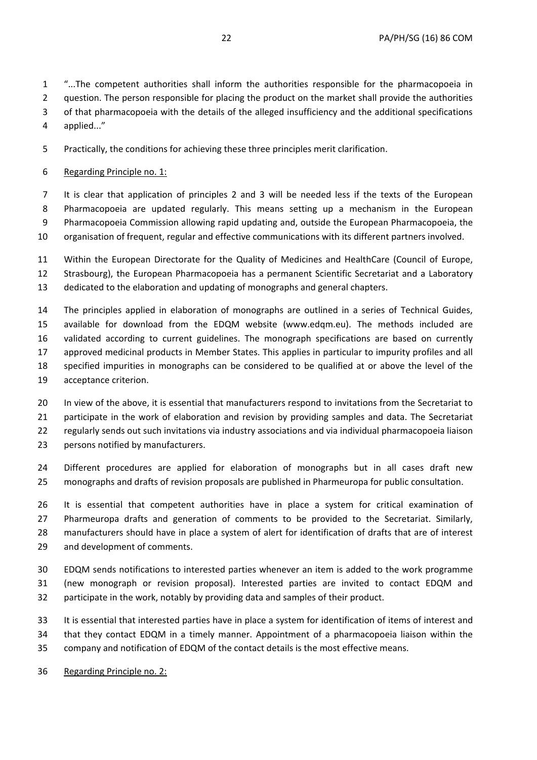"...The competent authorities shall inform the authorities responsible for the pharmacopoeia in question. The person responsible for placing the product on the market shall provide the authorities of that pharmacopoeia with the details of the alleged insufficiency and the additional specifications applied..."

Practically, the conditions for achieving these three principles merit clarification.

Regarding Principle no. 1:

It is clear that application of principles 2 and 3 will be needed less if the texts of the European Pharmacopoeia are updated regularly. This means setting up a mechanism in the European Pharmacopoeia Commission allowing rapid updating and, outside the European Pharmacopoeia, the organisation of frequent, regular and effective communications with its different partners involved.

Within the European Directorate for the Quality of Medicines and HealthCare (Council of Europe, Strasbourg), the European Pharmacopoeia has a permanent Scientific Secretariat and a Laboratory dedicated to the elaboration and updating of monographs and general chapters.

The principles applied in elaboration of monographs are outlined in a series of Technical Guides, available for download from the EDQM website (www.edqm.eu). The methods included are validated according to current guidelines. The monograph specifications are based on currently approved medicinal products in Member States. This applies in particular to impurity profiles and all specified impurities in monographs can be considered to be qualified at or above the level of the acceptance criterion.

In view of the above, it is essential that manufacturers respond to invitations from the Secretariat to participate in the work of elaboration and revision by providing samples and data. The Secretariat regularly sends out such invitations via industry associations and via individual pharmacopoeia liaison persons notified by manufacturers.

Different procedures are applied for elaboration of monographs but in all cases draft new monographs and drafts of revision proposals are published in Pharmeuropa for public consultation.

It is essential that competent authorities have in place a system for critical examination of Pharmeuropa drafts and generation of comments to be provided to the Secretariat. Similarly, manufacturers should have in place a system of alert for identification of drafts that are of interest and development of comments.

EDQM sends notifications to interested parties whenever an item is added to the work programme (new monograph or revision proposal). Interested parties are invited to contact EDQM and participate in the work, notably by providing data and samples of their product.

It is essential that interested parties have in place a system for identification of items of interest and that they contact EDQM in a timely manner. Appointment of a pharmacopoeia liaison within the company and notification of EDQM of the contact details is the most effective means.

Regarding Principle no. 2: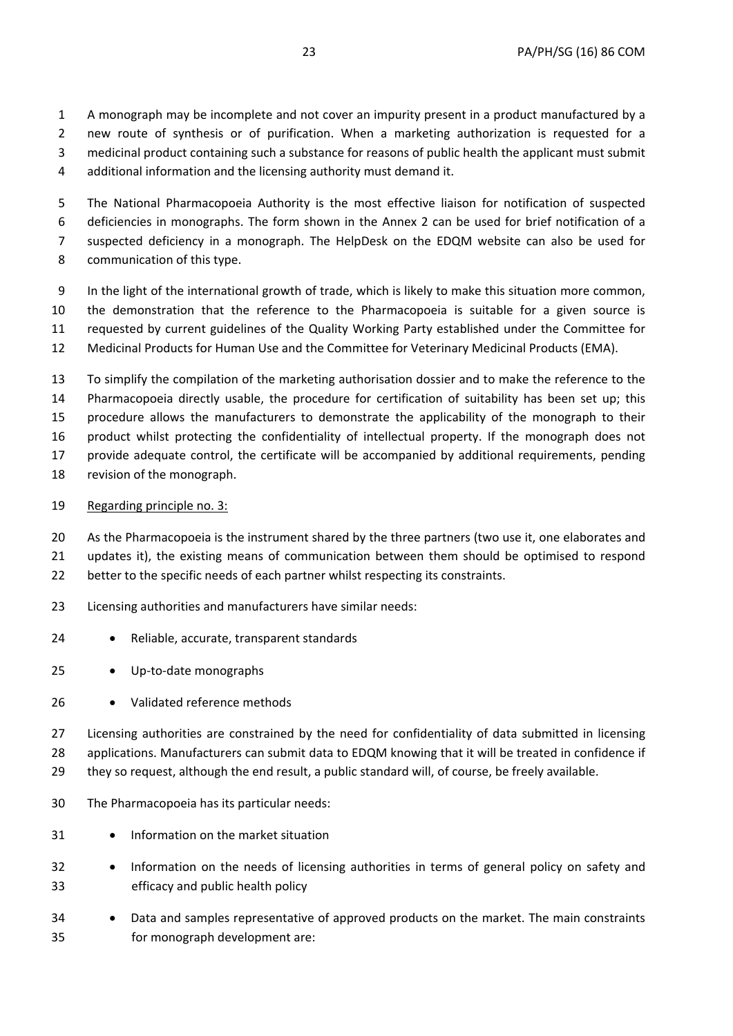A monograph may be incomplete and not cover an impurity present in a product manufactured by a new route of synthesis or of purification. When a marketing authorization is requested for a medicinal product containing such a substance for reasons of public health the applicant must submit additional information and the licensing authority must demand it.

The National Pharmacopoeia Authority is the most effective liaison for notification of suspected deficiencies in monographs. The form shown in the Annex 2 can be used for brief notification of a suspected deficiency in a monograph. The HelpDesk on the EDQM website can also be used for communication of this type.

In the light of the international growth of trade, which is likely to make this situation more common, the demonstration that the reference to the Pharmacopoeia is suitable for a given source is requested by current guidelines of the Quality Working Party established under the Committee for Medicinal Products for Human Use and the Committee for Veterinary Medicinal Products (EMA).

To simplify the compilation of the marketing authorisation dossier and to make the reference to the Pharmacopoeia directly usable, the procedure for certification of suitability has been set up; this procedure allows the manufacturers to demonstrate the applicability of the monograph to their product whilst protecting the confidentiality of intellectual property. If the monograph does not provide adequate control, the certificate will be accompanied by additional requirements, pending revision of the monograph.

Regarding principle no. 3:

As the Pharmacopoeia is the instrument shared by the three partners (two use it, one elaborates and updates it), the existing means of communication between them should be optimised to respond better to the specific needs of each partner whilst respecting its constraints.

Licensing authorities and manufacturers have similar needs:

- Reliable, accurate, transparent standards
- Up-to-date monographs
- Validated reference methods

Licensing authorities are constrained by the need for confidentiality of data submitted in licensing applications. Manufacturers can submit data to EDQM knowing that it will be treated in confidence if they so request, although the end result, a public standard will, of course, be freely available.

The Pharmacopoeia has its particular needs:

- Information on the market situation
- Information on the needs of licensing authorities in terms of general policy on safety and efficacy and public health policy
- Data and samples representative of approved products on the market. The main constraints for monograph development are: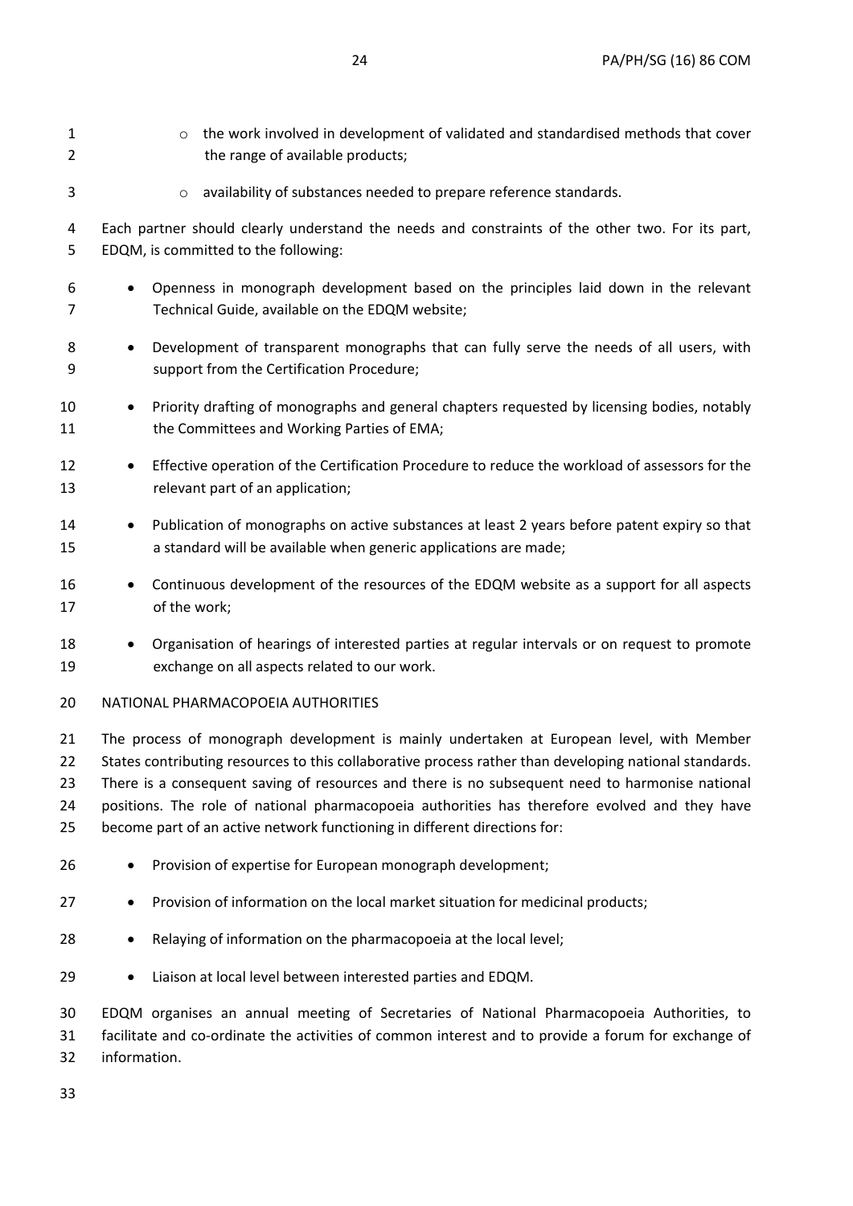- the work involved in development of validated and standardised methods that cover the range of available products;
  - availability of substances needed to prepare reference standards.

Each partner should clearly understand the needs and constraints of the other two. For its part, EDQM, is committed to the following:

- Openness in monograph development based on the principles laid down in the relevant Technical Guide, available on the EDQM website;
- Development of transparent monographs that can fully serve the needs of all users, with support from the Certification Procedure;
- Priority drafting of monographs and general chapters requested by licensing bodies, notably the Committees and Working Parties of EMA;
- Effective operation of the Certification Procedure to reduce the workload of assessors for the relevant part of an application;
- Publication of monographs on active substances at least 2 years before patent expiry so that a standard will be available when generic applications are made;
- Continuous development of the resources of the EDQM website as a support for all aspects of the work;
- Organisation of hearings of interested parties at regular intervals or on request to promote exchange on all aspects related to our work.

NATIONAL PHARMACOPOEIA AUTHORITIES

The process of monograph development is mainly undertaken at European level, with Member States contributing resources to this collaborative process rather than developing national standards. There is a consequent saving of resources and there is no subsequent need to harmonise national positions. The role of national pharmacopoeia authorities has therefore evolved and they have become part of an active network functioning in different directions for:

- Provision of expertise for European monograph development;
- Provision of information on the local market situation for medicinal products;
- Relaying of information on the pharmacopoeia at the local level;
- Liaison at local level between interested parties and EDQM.

EDQM organises an annual meeting of Secretaries of National Pharmacopoeia Authorities, to facilitate and co-ordinate the activities of common interest and to provide a forum for exchange of information.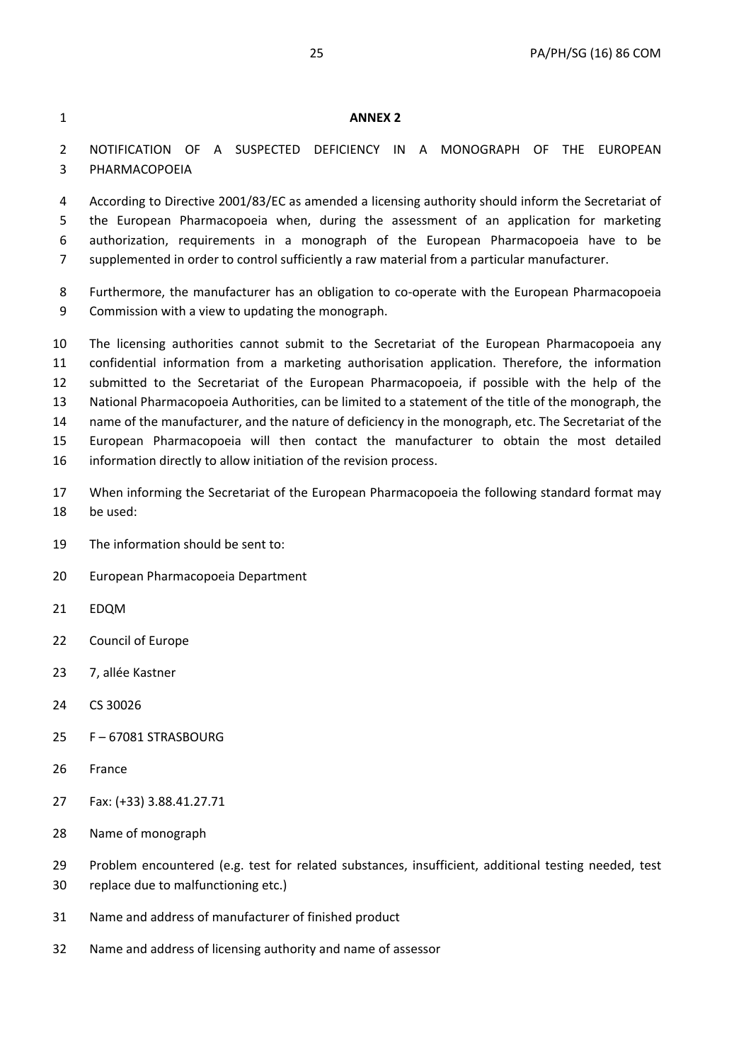**ANNEX 2**

NOTIFICATION OF A SUSPECTED DEFICIENCY IN A MONOGRAPH OF THE EUROPEAN PHARMACOPOEIA

According to Directive 2001/83/EC as amended a licensing authority should inform the Secretariat of the European Pharmacopoeia when, during the assessment of an application for marketing authorization, requirements in a monograph of the European Pharmacopoeia have to be supplemented in order to control sufficiently a raw material from a particular manufacturer.

Furthermore, the manufacturer has an obligation to co-operate with the European Pharmacopoeia Commission with a view to updating the monograph.

The licensing authorities cannot submit to the Secretariat of the European Pharmacopoeia any confidential information from a marketing authorisation application. Therefore, the information submitted to the Secretariat of the European Pharmacopoeia, if possible with the help of the National Pharmacopoeia Authorities, can be limited to a statement of the title of the monograph, the name of the manufacturer, and the nature of deficiency in the monograph, etc. The Secretariat of the European Pharmacopoeia will then contact the manufacturer to obtain the most detailed information directly to allow initiation of the revision process.

When informing the Secretariat of the European Pharmacopoeia the following standard format may be used:

The information should be sent to:

European Pharmacopoeia Department

EDQM

Council of Europe

7, allée Kastner

CS 30026

F – 67081 STRASBOURG

France

Fax: (+33) 3.88.41.27.71

Name of monograph

Problem encountered (e.g. test for related substances, insufficient, additional testing needed, test replace due to malfunctioning etc.)

Name and address of manufacturer of finished product

Name and address of licensing authority and name of assessor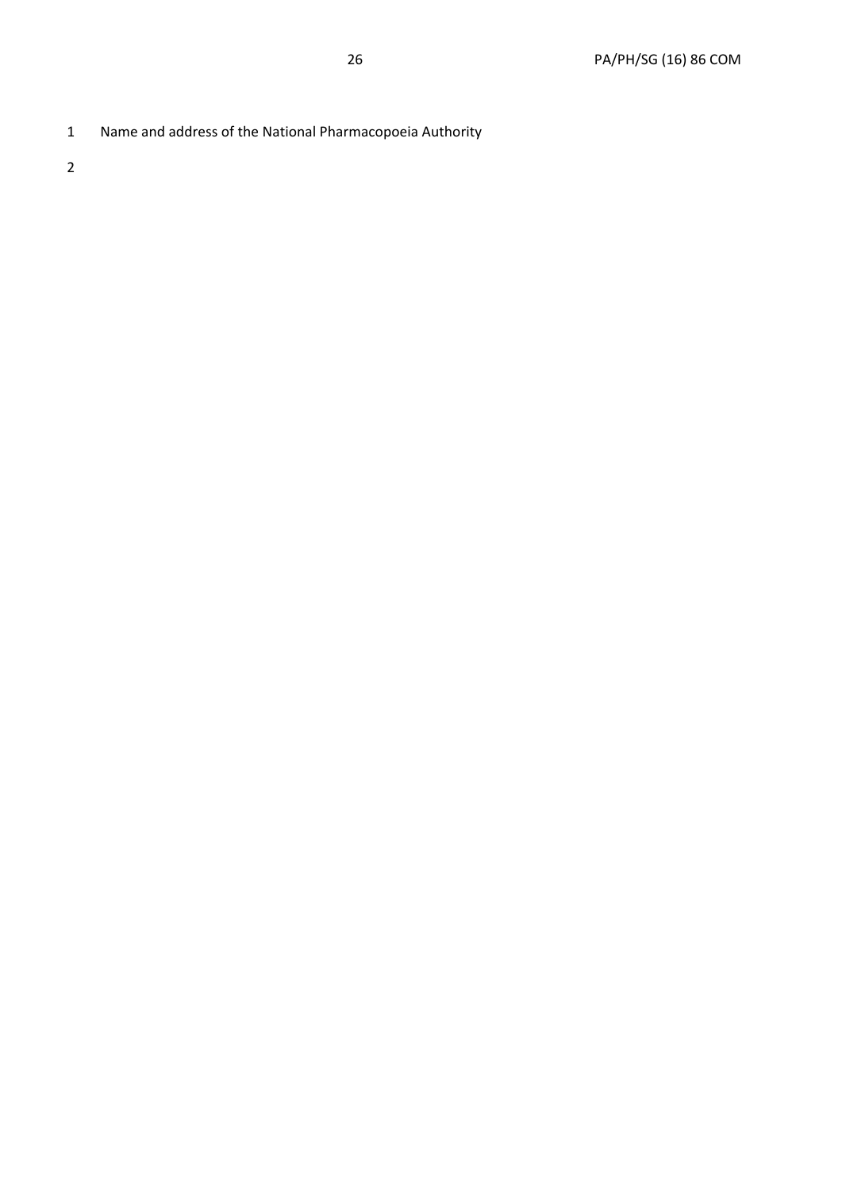Name and address of the National Pharmacopoeia Authority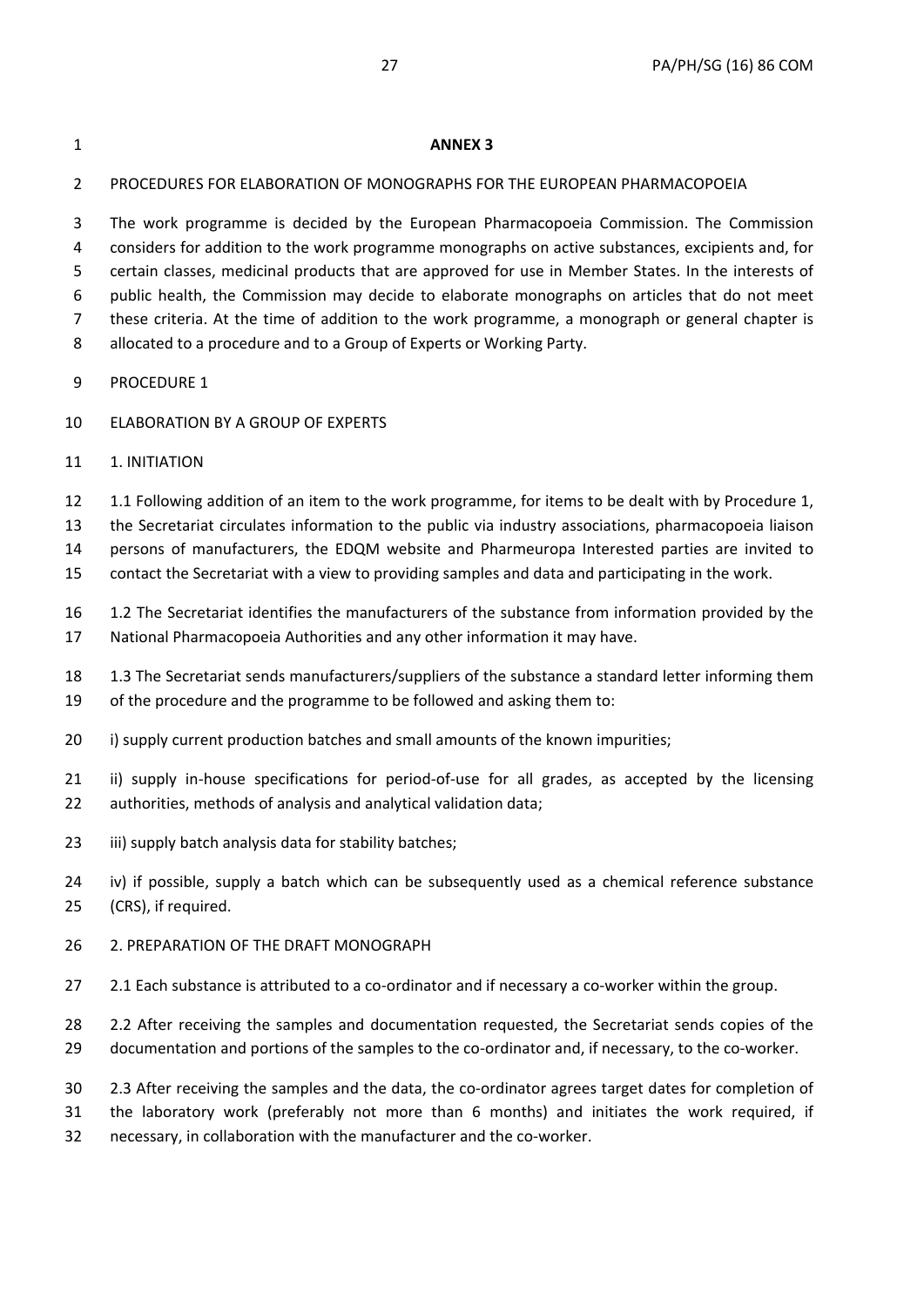# ANNEX 3

## PROCEDURES FOR ELABORATION OF MONOGRAPHS FOR THE EUROPEAN PHARMACOPOEIA

The work programme is decided by the European Pharmacopoeia Commission. The Commission considers for addition to the work programme monographs on active substances, excipients and, for certain classes, medicinal products that are approved for use in Member States. In the interests of public health, the Commission may decide to elaborate monographs on articles that do not meet these criteria. At the time of addition to the work programme, a monograph or general chapter is allocated to a procedure and to a Group of Experts or Working Party.

## PROCEDURE 1

## ELABORATION BY A GROUP OF EXPERTS

### 1. INITIATION

1.1 Following addition of an item to the work programme, for items to be dealt with by Procedure 1, the Secretariat circulates information to the public via industry associations, pharmacopoeia liaison persons of manufacturers, the EDQM website and Pharmeuropa Interested parties are invited to contact the Secretariat with a view to providing samples and data and participating in the work.

1.2 The Secretariat identifies the manufacturers of the substance from information provided by the National Pharmacopoeia Authorities and any other information it may have.

1.3 The Secretariat sends manufacturers/suppliers of the substance a standard letter informing them of the procedure and the programme to be followed and asking them to:

i) supply current production batches and small amounts of the known impurities;

ii) supply in-house specifications for period-of-use for all grades, as accepted by the licensing authorities, methods of analysis and analytical validation data;

iii) supply batch analysis data for stability batches;

iv) if possible, supply a batch which can be subsequently used as a chemical reference substance (CRS), if required.

### 2. PREPARATION OF THE DRAFT MONOGRAPH

2.1 Each substance is attributed to a co-ordinator and if necessary a co-worker within the group.

2.2 After receiving the samples and documentation requested, the Secretariat sends copies of the documentation and portions of the samples to the co-ordinator and, if necessary, to the co-worker.

2.3 After receiving the samples and the data, the co-ordinator agrees target dates for completion of the laboratory work (preferably not more than 6 months) and initiates the work required, if necessary, in collaboration with the manufacturer and the co-worker.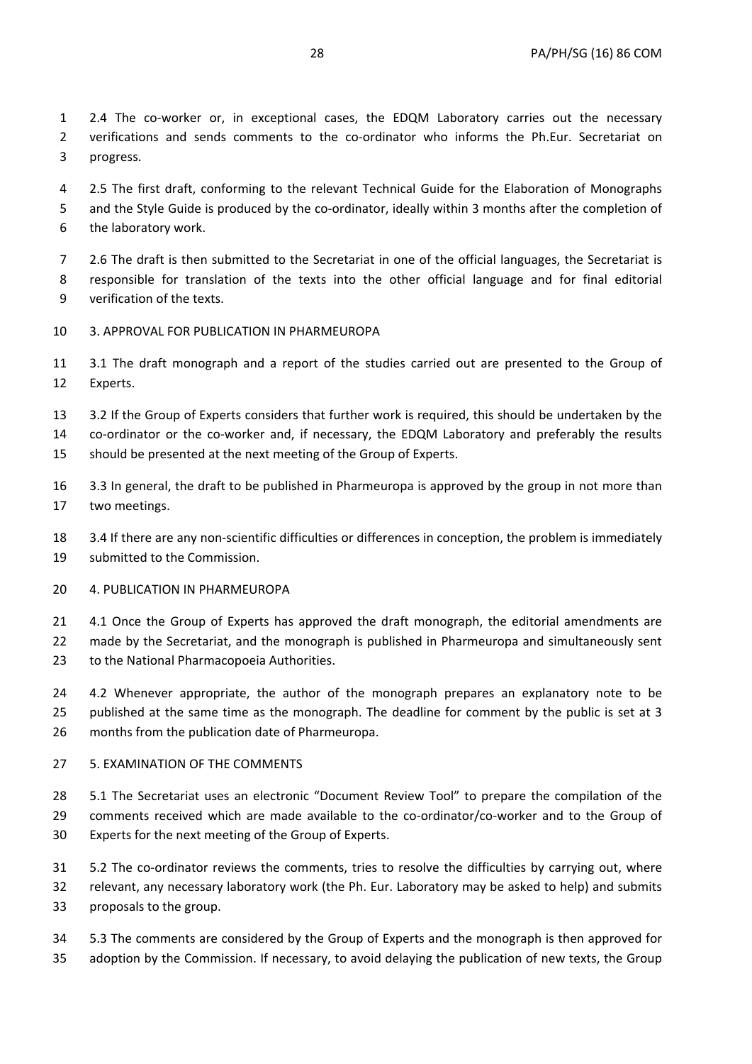2.4 The co-worker or, in exceptional cases, the EDQM Laboratory carries out the necessary verifications and sends comments to the co-ordinator who informs the Ph.Eur. Secretariat on progress.

2.5 The first draft, conforming to the relevant Technical Guide for the Elaboration of Monographs and the Style Guide is produced by the co-ordinator, ideally within 3 months after the completion of the laboratory work.

2.6 The draft is then submitted to the Secretariat in one of the official languages, the Secretariat is responsible for translation of the texts into the other official language and for final editorial verification of the texts.

3. APPROVAL FOR PUBLICATION IN PHARMEUROPA

3.1 The draft monograph and a report of the studies carried out are presented to the Group of Experts.

3.2 If the Group of Experts considers that further work is required, this should be undertaken by the co-ordinator or the co-worker and, if necessary, the EDQM Laboratory and preferably the results should be presented at the next meeting of the Group of Experts.

3.3 In general, the draft to be published in Pharmeuropa is approved by the group in not more than two meetings.

3.4 If there are any non-scientific difficulties or differences in conception, the problem is immediately submitted to the Commission.

4. PUBLICATION IN PHARMEUROPA

4.1 Once the Group of Experts has approved the draft monograph, the editorial amendments are made by the Secretariat, and the monograph is published in Pharmeuropa and simultaneously sent to the National Pharmacopoeia Authorities.

4.2 Whenever appropriate, the author of the monograph prepares an explanatory note to be published at the same time as the monograph. The deadline for comment by the public is set at 3 months from the publication date of Pharmeuropa.

5. EXAMINATION OF THE COMMENTS

5.1 The Secretariat uses an electronic “Document Review Tool” to prepare the compilation of the comments received which are made available to the co-ordinator/co-worker and to the Group of Experts for the next meeting of the Group of Experts.

5.2 The co-ordinator reviews the comments, tries to resolve the difficulties by carrying out, where relevant, any necessary laboratory work (the Ph. Eur. Laboratory may be asked to help) and submits proposals to the group.

5.3 The comments are considered by the Group of Experts and the monograph is then approved for adoption by the Commission. If necessary, to avoid delaying the publication of new texts, the Group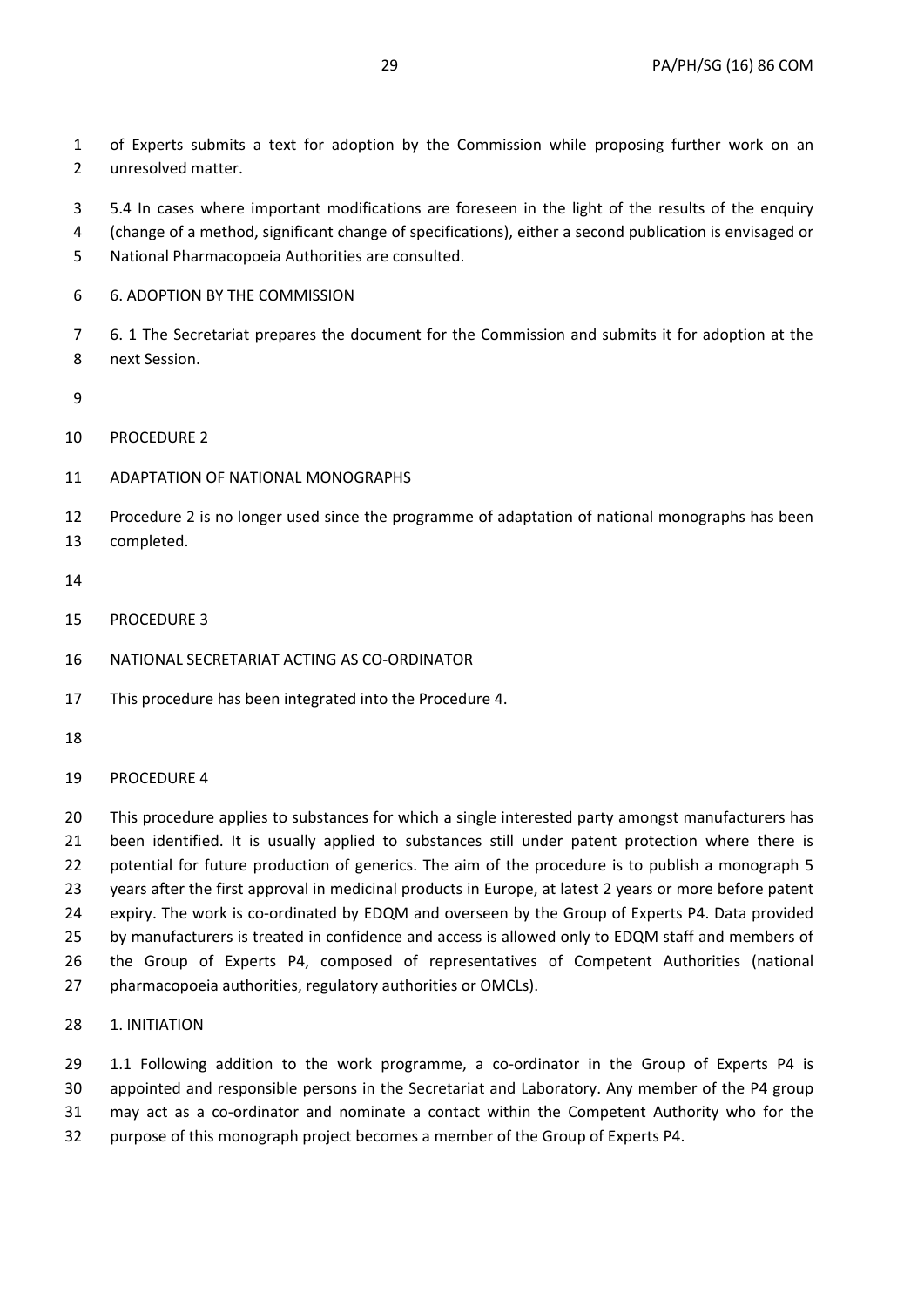of Experts submits a text for adoption by the Commission while proposing further work on an unresolved matter.

5.4 In cases where important modifications are foreseen in the light of the results of the enquiry (change of a method, significant change of specifications), either a second publication is envisaged or National Pharmacopoeia Authorities are consulted.

6. ADOPTION BY THE COMMISSION

6. 1 The Secretariat prepares the document for the Commission and submits it for adoption at the next Session.

## PROCEDURE 2

## ADAPTATION OF NATIONAL MONOGRAPHS

Procedure 2 is no longer used since the programme of adaptation of national monographs has been completed.

## PROCEDURE 3

## NATIONAL SECRETARIAT ACTING AS CO-ORDINATOR

This procedure has been integrated into the Procedure 4.

## PROCEDURE 4

This procedure applies to substances for which a single interested party amongst manufacturers has been identified. It is usually applied to substances still under patent protection where there is potential for future production of generics. The aim of the procedure is to publish a monograph 5 years after the first approval in medicinal products in Europe, at latest 2 years or more before patent expiry. The work is co-ordinated by EDQM and overseen by the Group of Experts P4. Data provided by manufacturers is treated in confidence and access is allowed only to EDQM staff and members of the Group of Experts P4, composed of representatives of Competent Authorities (national pharmacopoeia authorities, regulatory authorities or OMCLs).

1. INITIATION

1.1 Following addition to the work programme, a co-ordinator in the Group of Experts P4 is appointed and responsible persons in the Secretariat and Laboratory. Any member of the P4 group may act as a co-ordinator and nominate a contact within the Competent Authority who for the purpose of this monograph project becomes a member of the Group of Experts P4.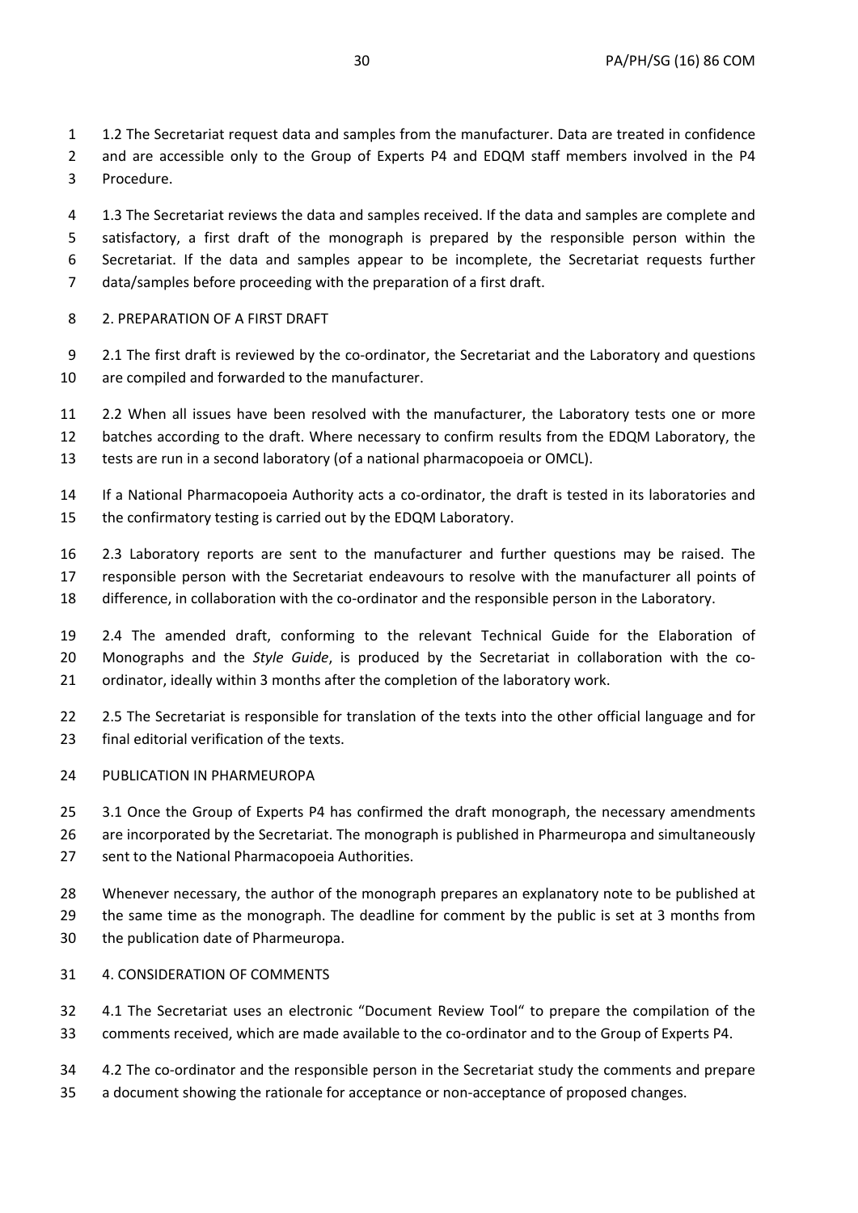1.2 The Secretariat request data and samples from the manufacturer. Data are treated in confidence and are accessible only to the Group of Experts P4 and EDQM staff members involved in the P4 Procedure.

1.3 The Secretariat reviews the data and samples received. If the data and samples are complete and satisfactory, a first draft of the monograph is prepared by the responsible person within the Secretariat. If the data and samples appear to be incomplete, the Secretariat requests further data/samples before proceeding with the preparation of a first draft.

2. PREPARATION OF A FIRST DRAFT

2.1 The first draft is reviewed by the co-ordinator, the Secretariat and the Laboratory and questions are compiled and forwarded to the manufacturer.

2.2 When all issues have been resolved with the manufacturer, the Laboratory tests one or more batches according to the draft. Where necessary to confirm results from the EDQM Laboratory, the tests are run in a second laboratory (of a national pharmacopoeia or OMCL).

If a National Pharmacopoeia Authority acts a co-ordinator, the draft is tested in its laboratories and the confirmatory testing is carried out by the EDQM Laboratory.

2.3 Laboratory reports are sent to the manufacturer and further questions may be raised. The responsible person with the Secretariat endeavours to resolve with the manufacturer all points of difference, in collaboration with the co-ordinator and the responsible person in the Laboratory.

2.4 The amended draft, conforming to the relevant Technical Guide for the Elaboration of Monographs and the *Style Guide*, is produced by the Secretariat in collaboration with the co-ordinator, ideally within 3 months after the completion of the laboratory work.

2.5 The Secretariat is responsible for translation of the texts into the other official language and for final editorial verification of the texts.

PUBLICATION IN PHARMEUROPA

3.1 Once the Group of Experts P4 has confirmed the draft monograph, the necessary amendments are incorporated by the Secretariat. The monograph is published in Pharmeuropa and simultaneously sent to the National Pharmacopoeia Authorities.

Whenever necessary, the author of the monograph prepares an explanatory note to be published at the same time as the monograph. The deadline for comment by the public is set at 3 months from the publication date of Pharmeuropa.

4. CONSIDERATION OF COMMENTS

4.1 The Secretariat uses an electronic "Document Review Tool" to prepare the compilation of the comments received, which are made available to the co-ordinator and to the Group of Experts P4.

4.2 The co-ordinator and the responsible person in the Secretariat study the comments and prepare a document showing the rationale for acceptance or non-acceptance of proposed changes.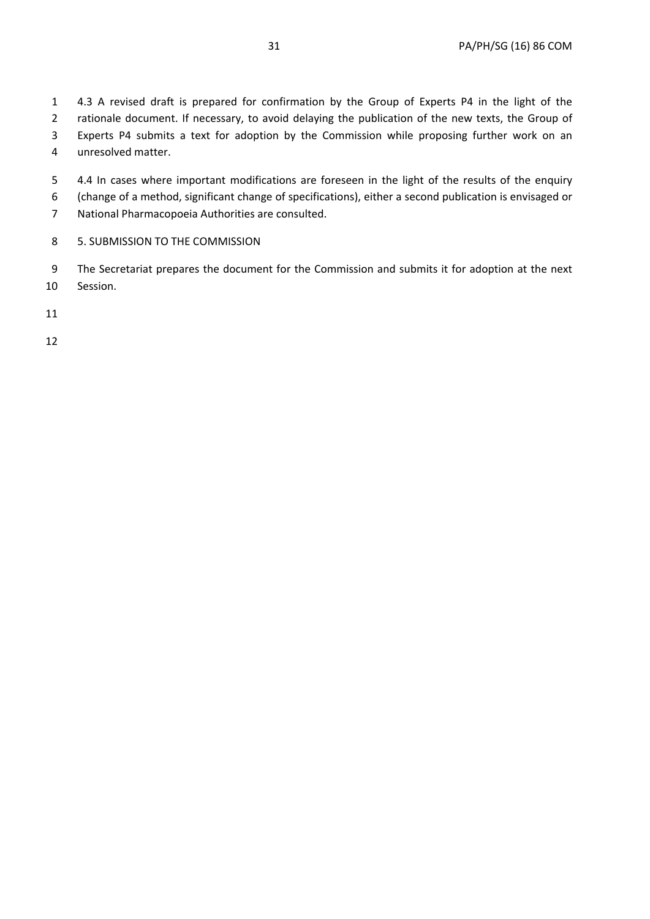4.3 A revised draft is prepared for confirmation by the Group of Experts P4 in the light of the rationale document. If necessary, to avoid delaying the publication of the new texts, the Group of Experts P4 submits a text for adoption by the Commission while proposing further work on an unresolved matter.

4.4 In cases where important modifications are foreseen in the light of the results of the enquiry (change of a method, significant change of specifications), either a second publication is envisaged or National Pharmacopoeia Authorities are consulted.

## 5. SUBMISSION TO THE COMMISSION

The Secretariat prepares the document for the Commission and submits it for adoption at the next Session.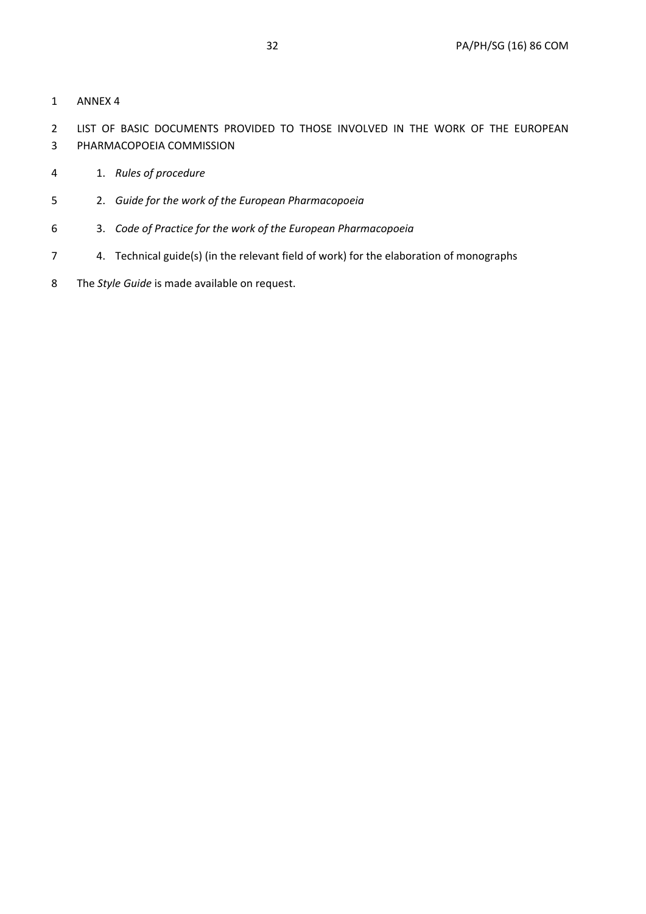# ANNEX 4

## LIST OF BASIC DOCUMENTS PROVIDED TO THOSE INVOLVED IN THE WORK OF THE EUROPEAN PHARMACOPOEIA COMMISSION

1. *Rules of procedure*
2. *Guide for the work of the European Pharmacopoeia*
3. *Code of Practice for the work of the European Pharmacopoeia*
4. Technical guide(s) (in the relevant field of work) for the elaboration of monographs

The *Style Guide* is made available on request.